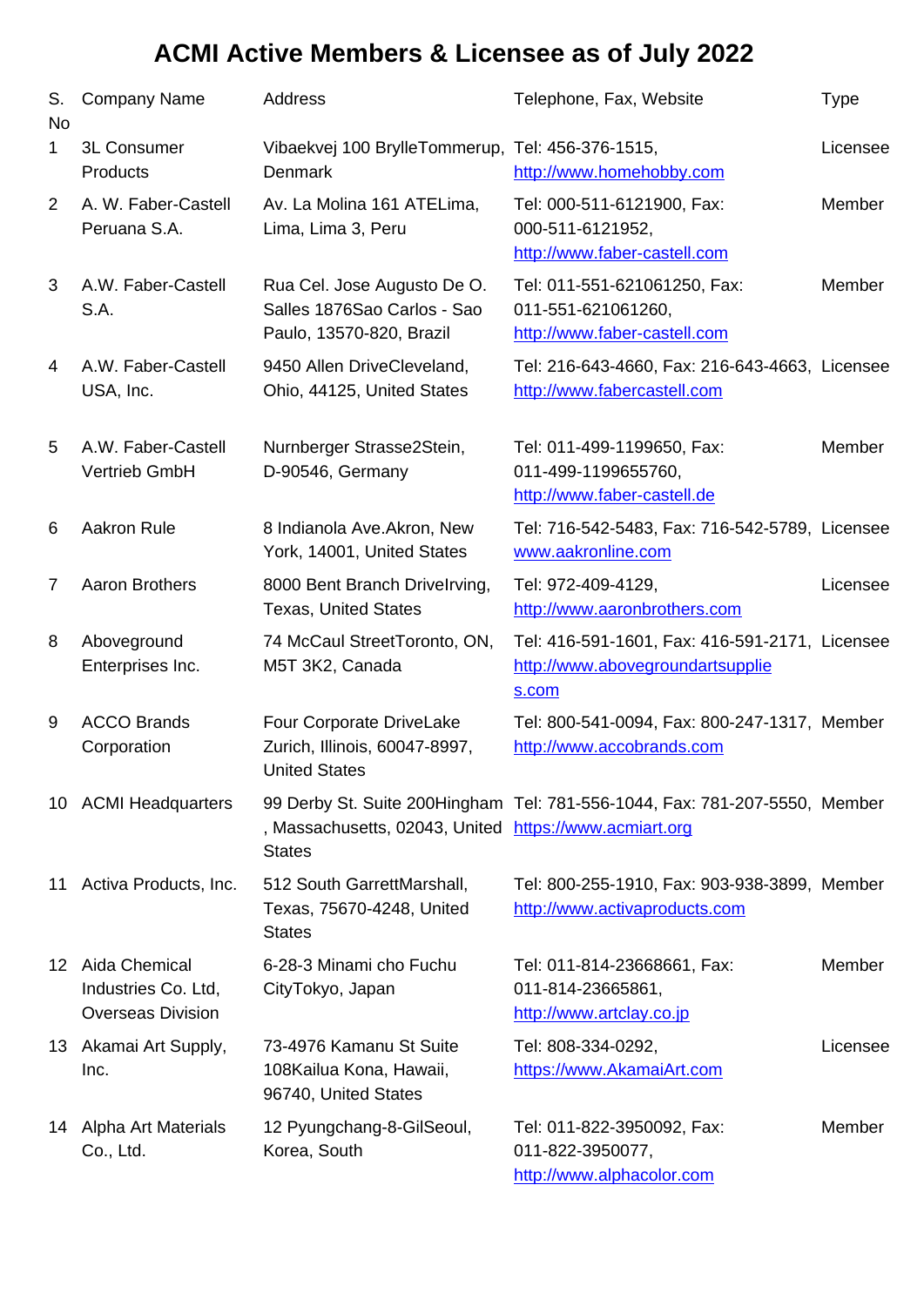# ACMI Active Members & Licensee as of July 2022

| S. No | Company Name | Address | Telephone, Fax, Website | Type |
|---|---|---|---|---|
| 1 | 3L Consumer Products | Vibaekvej 100 BrylleTommerup, Denmark | Tel: 456-376-1515, http://www.homehobby.com | Licensee |
| 2 | A. W. Faber-Castell Peruana S.A. | Av. La Molina 161 ATELima, Lima, Lima 3, Peru | Tel: 000-511-6121900, Fax: 000-511-6121952, http://www.faber-castell.com | Member |
| 3 | A.W. Faber-Castell S.A. | Rua Cel. Jose Augusto De O. Salles 1876Sao Carlos - Sao Paulo, 13570-820, Brazil | Tel: 011-551-621061250, Fax: 011-551-621061260, http://www.faber-castell.com | Member |
| 4 | A.W. Faber-Castell USA, Inc. | 9450 Allen DriveCleveland, Ohio, 44125, United States | Tel: 216-643-4660, Fax: 216-643-4663, http://www.fabercastell.com | Licensee |
| 5 | A.W. Faber-Castell Vertrieb GmbH | Nurnberger Strasse2Stein, D-90546, Germany | Tel: 011-499-1199650, Fax: 011-499-1199655760, http://www.faber-castell.de | Member |
| 6 | Aakron Rule | 8 Indianola Ave.Akron, New York, 14001, United States | Tel: 716-542-5483, Fax: 716-542-5789, www.aakronline.com | Licensee |
| 7 | Aaron Brothers | 8000 Bent Branch DriveIrving, Texas, United States | Tel: 972-409-4129, http://www.aaronbrothers.com | Licensee |
| 8 | Aboveground Enterprises Inc. | 74 McCaul StreetToronto, ON, M5T 3K2, Canada | Tel: 416-591-1601, Fax: 416-591-2171, http://www.abovegroundartsupplies.com | Licensee |
| 9 | ACCO Brands Corporation | Four Corporate DriveLake Zurich, Illinois, 60047-8997, United States | Tel: 800-541-0094, Fax: 800-247-1317, http://www.accobrands.com | Member |
| 10 | ACMI Headquarters | 99 Derby St. Suite 200Hingham , Massachusetts, 02043, United States | Tel: 781-556-1044, Fax: 781-207-5550, https://www.acmiart.org | Member |
| 11 | Activa Products, Inc. | 512 South GarrettMarshall, Texas, 75670-4248, United States | Tel: 800-255-1910, Fax: 903-938-3899, http://www.activaproducts.com | Member |
| 12 | Aida Chemical Industries Co. Ltd, Overseas Division | 6-28-3 Minami cho Fuchu CityTokyo, Japan | Tel: 011-814-23668661, Fax: 011-814-23665861, http://www.artclay.co.jp | Member |
| 13 | Akamai Art Supply, Inc. | 73-4976 Kamanu St Suite 108Kailua Kona, Hawaii, 96740, United States | Tel: 808-334-0292, https://www.AkamaiArt.com | Licensee |
| 14 | Alpha Art Materials Co., Ltd. | 12 Pyungchang-8-GilSeoul, Korea, South | Tel: 011-822-3950092, Fax: 011-822-3950077, http://www.alphacolor.com | Member |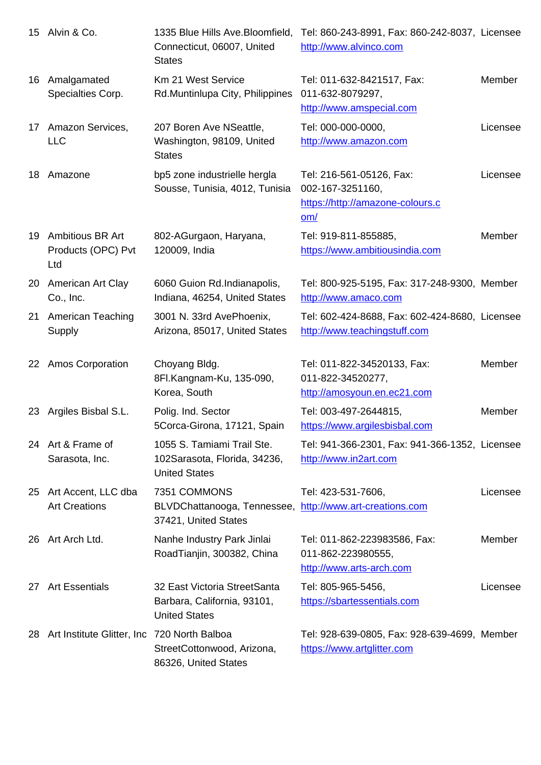| | | | | |
|---|---|---|---|---|
| 15 | Alvin & Co. | 1335 Blue Hills Ave.Bloomfield, Connecticut, 06007, United States | Tel: 860-243-8991, Fax: 860-242-8037, http://www.alvinco.com | Licensee |
| 16 | Amalgamated Specialties Corp. | Km 21 West Service Rd.Muntinlupa City, Philippines | Tel: 011-632-8421517, Fax: 011-632-8079297, http://www.amspecial.com | Member |
| 17 | Amazon Services, LLC | 207 Boren Ave NSeattle, Washington, 98109, United States | Tel: 000-000-0000, http://www.amazon.com | Licensee |
| 18 | Amazone | bp5 zone industrielle hergla Sousse, Tunisia, 4012, Tunisia | Tel: 216-561-05126, Fax: 002-167-3251160, https://http://amazone-colours.com/ | Licensee |
| 19 | Ambitious BR Art Products (OPC) Pvt Ltd | 802-AGurgaon, Haryana, 120009, India | Tel: 919-811-855885, https://www.ambitiousindia.com | Member |
| 20 | American Art Clay Co., Inc. | 6060 Guion Rd.Indianapolis, Indiana, 46254, United States | Tel: 800-925-5195, Fax: 317-248-9300, http://www.amaco.com | Member |
| 21 | American Teaching Supply | 3001 N. 33rd AvePhoenix, Arizona, 85017, United States | Tel: 602-424-8688, Fax: 602-424-8680, http://www.teachingstuff.com | Licensee |
| 22 | Amos Corporation | Choyang Bldg. 8Fl.Kangnam-Ku, 135-090, Korea, South | Tel: 011-822-34520133, Fax: 011-822-34520277, http://amosyoun.en.ec21.com | Member |
| 23 | Argiles Bisbal S.L. | Polig. Ind. Sector 5Corca-Girona, 17121, Spain | Tel: 003-497-2644815, https://www.argilesbisbal.com | Member |
| 24 | Art & Frame of Sarasota, Inc. | 1055 S. Tamiami Trail Ste. 102Sarasota, Florida, 34236, United States | Tel: 941-366-2301, Fax: 941-366-1352, http://www.in2art.com | Licensee |
| 25 | Art Accent, LLC dba Art Creations | 7351 COMMONS BLVDChattanooga, Tennessee, 37421, United States | Tel: 423-531-7606, http://www.art-creations.com | Licensee |
| 26 | Art Arch Ltd. | Nanhe Industry Park Jinlai RoadTianjin, 300382, China | Tel: 011-862-223983586, Fax: 011-862-223980555, http://www.arts-arch.com | Member |
| 27 | Art Essentials | 32 East Victoria StreetSanta Barbara, California, 93101, United States | Tel: 805-965-5456, https://sbartessentials.com | Licensee |
| 28 | Art Institute Glitter, Inc | 720 North Balboa StreetCottonwood, Arizona, 86326, United States | Tel: 928-639-0805, Fax: 928-639-4699, https://www.artglitter.com | Member |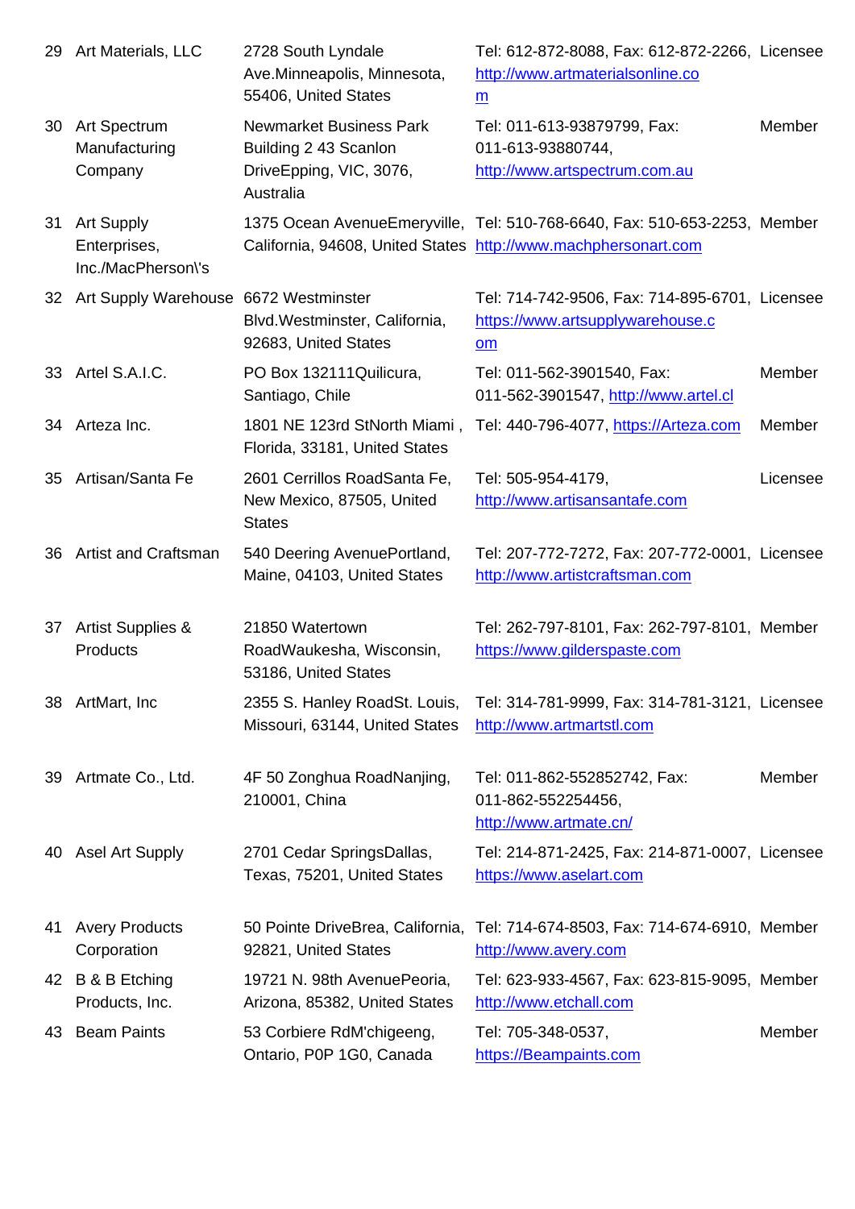| | | | | |
|---|---|---|---|---|
| 29 | Art Materials, LLC | 2728 South Lyndale Ave.Minneapolis, Minnesota, 55406, United States | Tel: 612-872-8088, Fax: 612-872-2266, http://www.artmaterialsonline.com | Licensee |
| 30 | Art Spectrum Manufacturing Company | Newmarket Business Park Building 2 43 Scanlon DriveEpping, VIC, 3076, Australia | Tel: 011-613-93879799, Fax: 011-613-93880744, http://www.artspectrum.com.au | Member |
| 31 | Art Supply Enterprises, Inc./MacPherson\'s | 1375 Ocean AvenueEmeryville, California, 94608, United States | Tel: 510-768-6640, Fax: 510-653-2253, http://www.machphersonart.com | Member |
| 32 | Art Supply Warehouse | 6672 Westminster Blvd.Westminster, California, 92683, United States | Tel: 714-742-9506, Fax: 714-895-6701, https://www.artsupplywarehouse.com | Licensee |
| 33 | Artel S.A.I.C. | PO Box 132111Quilicura, Santiago, Chile | Tel: 011-562-3901540, Fax: 011-562-3901547, http://www.artel.cl | Member |
| 34 | Arteza Inc. | 1801 NE 123rd StNorth Miami , Florida, 33181, United States | Tel: 440-796-4077, https://Arteza.com | Member |
| 35 | Artisan/Santa Fe | 2601 Cerrillos RoadSanta Fe, New Mexico, 87505, United States | Tel: 505-954-4179, http://www.artisansantafe.com | Licensee |
| 36 | Artist and Craftsman | 540 Deering AvenuePortland, Maine, 04103, United States | Tel: 207-772-7272, Fax: 207-772-0001, http://www.artistcraftsman.com | Licensee |
| 37 | Artist Supplies & Products | 21850 Watertown RoadWaukesha, Wisconsin, 53186, United States | Tel: 262-797-8101, Fax: 262-797-8101, https://www.gilderspaste.com | Member |
| 38 | ArtMart, Inc | 2355 S. Hanley RoadSt. Louis, Missouri, 63144, United States | Tel: 314-781-9999, Fax: 314-781-3121, http://www.artmartstl.com | Licensee |
| 39 | Artmate Co., Ltd. | 4F 50 Zonghua RoadNanjing, 210001, China | Tel: 011-862-552852742, Fax: 011-862-552254456, http://www.artmate.cn/ | Member |
| 40 | Asel Art Supply | 2701 Cedar SpringsDallas, Texas, 75201, United States | Tel: 214-871-2425, Fax: 214-871-0007, https://www.aselart.com | Licensee |
| 41 | Avery Products Corporation | 50 Pointe DriveBrea, California, 92821, United States | Tel: 714-674-8503, Fax: 714-674-6910, http://www.avery.com | Member |
| 42 | B & B Etching Products, Inc. | 19721 N. 98th AvenuePeoria, Arizona, 85382, United States | Tel: 623-933-4567, Fax: 623-815-9095, http://www.etchall.com | Member |
| 43 | Beam Paints | 53 Corbiere RdM'chigeeng, Ontario, P0P 1G0, Canada | Tel: 705-348-0537, https://Beampaints.com | Member |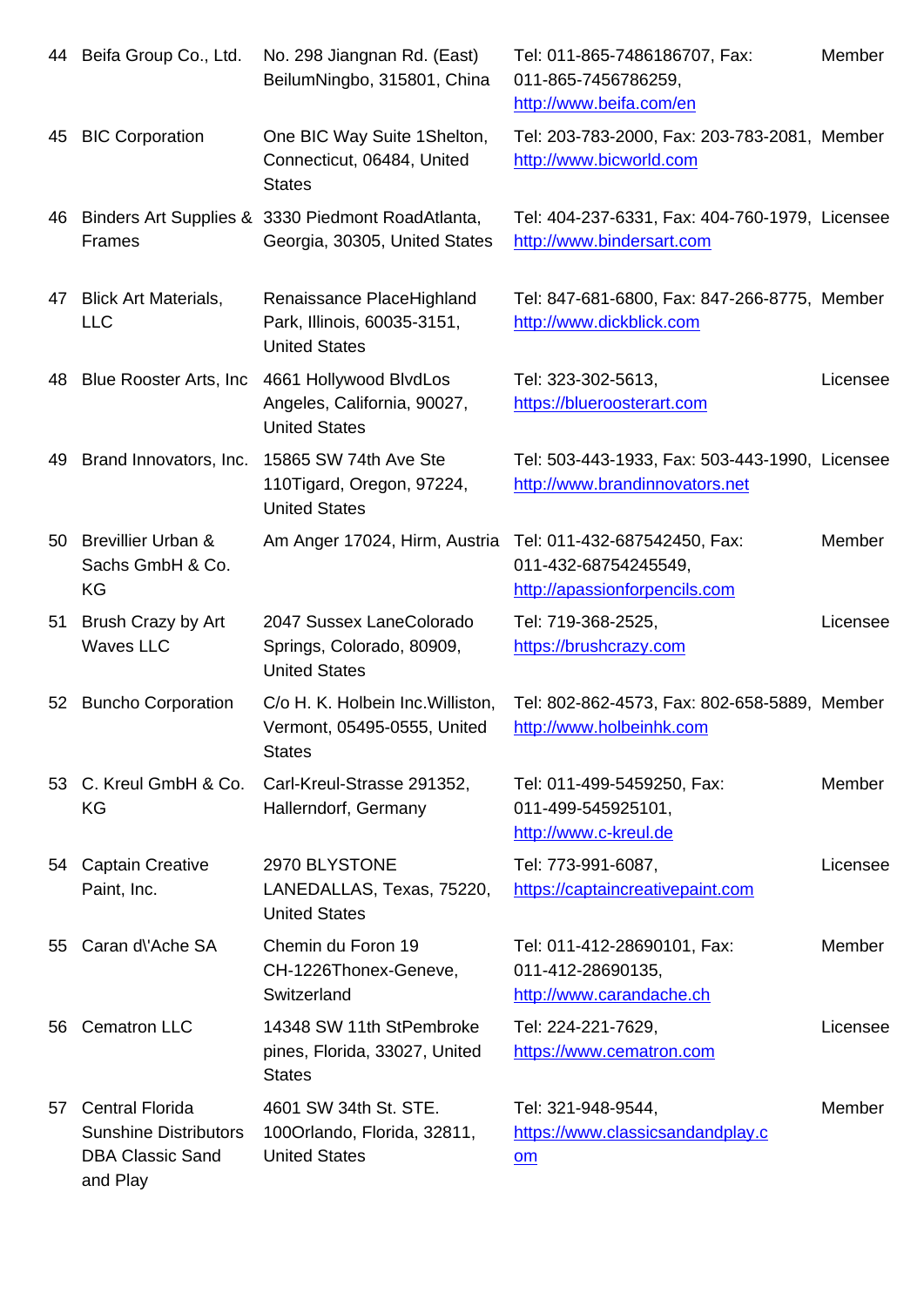| 44 | Beifa Group Co., Ltd. | No. 298 Jiangnan Rd. (East) BeilumNingbo, 315801, China | Tel: 011-865-7486186707, Fax: 011-865-7456786259, http://www.beifa.com/en | Member |
|---|---|---|---|---|
| 45 | BIC Corporation | One BIC Way Suite 1Shelton, Connecticut, 06484, United States | Tel: 203-783-2000, Fax: 203-783-2081, http://www.bicworld.com | Member |
| 46 | Binders Art Supplies & Frames | 3330 Piedmont RoadAtlanta, Georgia, 30305, United States | Tel: 404-237-6331, Fax: 404-760-1979, http://www.bindersart.com | Licensee |
| 47 | Blick Art Materials, LLC | Renaissance PlaceHighland Park, Illinois, 60035-3151, United States | Tel: 847-681-6800, Fax: 847-266-8775, http://www.dickblick.com | Member |
| 48 | Blue Rooster Arts, Inc | 4661 Hollywood BlvdLos Angeles, California, 90027, United States | Tel: 323-302-5613, https://bluerooster art.com | Licensee |
| 49 | Brand Innovators, Inc. | 15865 SW 74th Ave Ste 110Tigard, Oregon, 97224, United States | Tel: 503-443-1933, Fax: 503-443-1990, http://www.brandinnovators.net | Licensee |
| 50 | Brevillier Urban & Sachs GmbH & Co. KG | Am Anger 17024, Hirm, Austria | Tel: 011-432-687542450, Fax: 011-432-68754245549, http://apassionforpencils.com | Member |
| 51 | Brush Crazy by Art Waves LLC | 2047 Sussex LaneColorado Springs, Colorado, 80909, United States | Tel: 719-368-2525, https://brushcrazy.com | Licensee |
| 52 | Buncho Corporation | C/o H. K. Holbein Inc.Williston, Vermont, 05495-0555, United States | Tel: 802-862-4573, Fax: 802-658-5889, http://www.holbeinhk.com | Member |
| 53 | C. Kreul GmbH & Co. KG | Carl-Kreul-Strasse 291352, Hallerndorf, Germany | Tel: 011-499-5459250, Fax: 011-499-545925101, http://www.c-kreul.de | Member |
| 54 | Captain Creative Paint, Inc. | 2970 BLYSTONE LANEDALLAS, Texas, 75220, United States | Tel: 773-991-6087, https://captaincreativepaint.com | Licensee |
| 55 | Caran d\'Ache SA | Chemin du Foron 19 CH-1226Thonex-Geneve, Switzerland | Tel: 011-412-28690101, Fax: 011-412-28690135, http://www.carandache.ch | Member |
| 56 | Cematron LLC | 14348 SW 11th StPembroke pines, Florida, 33027, United States | Tel: 224-221-7629, https://www.cematron.com | Licensee |
| 57 | Central Florida Sunshine Distributors DBA Classic Sand and Play | 4601 SW 34th St. STE. 100Orlando, Florida, 32811, United States | Tel: 321-948-9544, https://www.classicsandandplay.com | Member |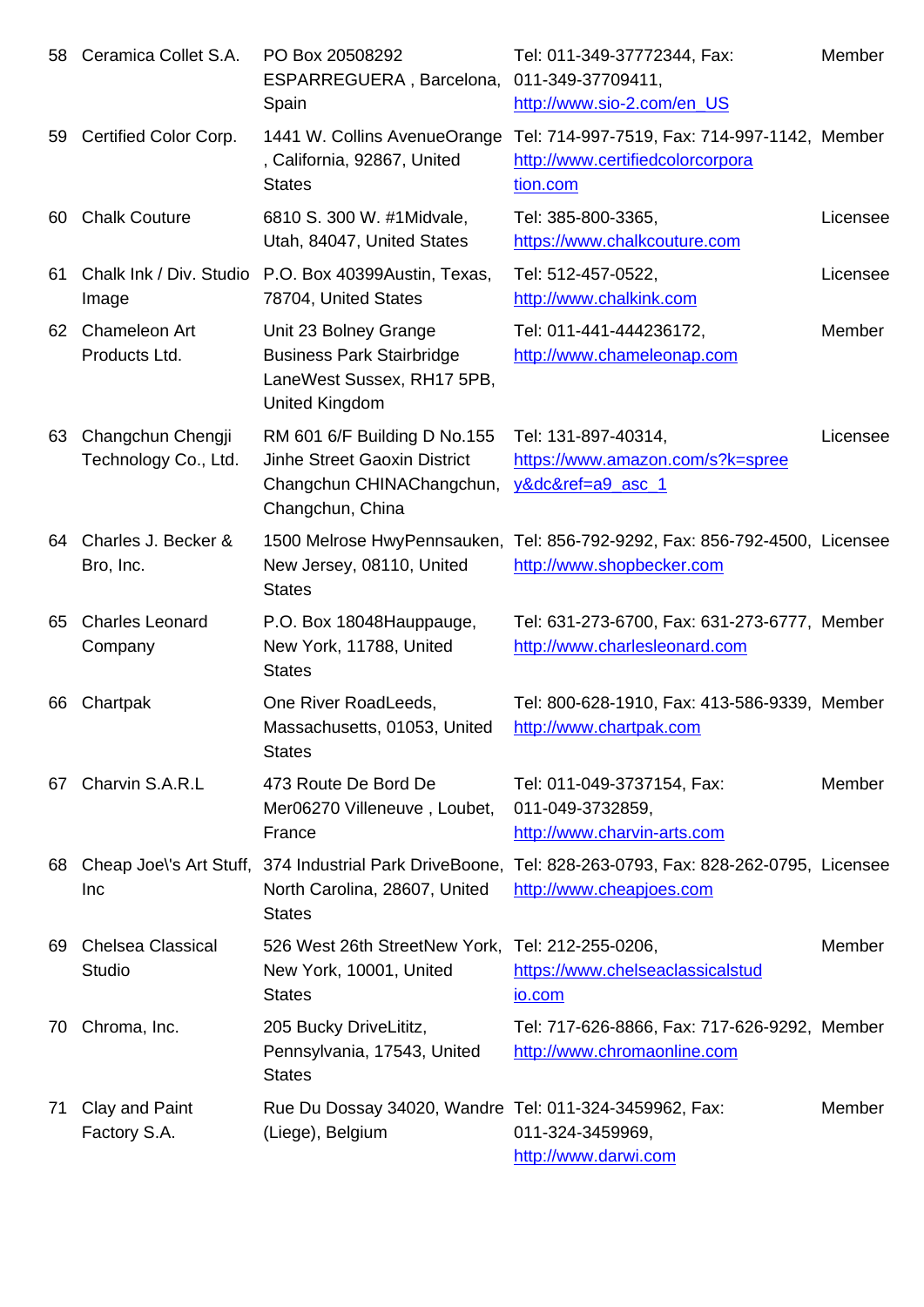| 58 | Ceramica Collet S.A. | PO Box 20508292 ESPARREGUERA , Barcelona, Spain | Tel: 011-349-37772344, Fax: 011-349-37709411, http://www.sio-2.com/en_US | Member |
|---|---|---|---|---|
| 59 | Certified Color Corp. | 1441 W. Collins AvenueOrange , California, 92867, United States | Tel: 714-997-7519, Fax: 714-997-1142, http://www.certifiedcolorcorporation.com | Member |
| 60 | Chalk Couture | 6810 S. 300 W. #1Midvale, Utah, 84047, United States | Tel: 385-800-3365, https://www.chalkcouture.com | Licensee |
| 61 | Chalk Ink / Div. Studio Image | P.O. Box 40399Austin, Texas, 78704, United States | Tel: 512-457-0522, http://www.chalkink.com | Licensee |
| 62 | Chameleon Art Products Ltd. | Unit 23 Bolney Grange Business Park Stairbridge LaneWest Sussex, RH17 5PB, United Kingdom | Tel: 011-441-444236172, http://www.chameleonap.com | Member |
| 63 | Changchun Chengji Technology Co., Ltd. | RM 601 6/F Building D No.155 Jinhe Street Gaoxin District Changchun CHINAChangchun, Changchun, China | Tel: 131-897-40314, https://www.amazon.com/s?k=spreey&dc&ref=a9_asc_1 | Licensee |
| 64 | Charles J. Becker & Bro, Inc. | 1500 Melrose HwyPennsauken, New Jersey, 08110, United States | Tel: 856-792-9292, Fax: 856-792-4500, http://www.shopbecker.com | Licensee |
| 65 | Charles Leonard Company | P.O. Box 18048Hauppauge, New York, 11788, United States | Tel: 631-273-6700, Fax: 631-273-6777, http://www.charlesleonard.com | Member |
| 66 | Chartpak | One River RoadLeeds, Massachusetts, 01053, United States | Tel: 800-628-1910, Fax: 413-586-9339, http://www.chartpak.com | Member |
| 67 | Charvin S.A.R.L | 473 Route De Bord De Mer06270 Villeneuve , Loubet, France | Tel: 011-049-3737154, Fax: 011-049-3732859, http://www.charvin-arts.com | Member |
| 68 | Cheap Joe\'s Art Stuff, Inc | 374 Industrial Park DriveBoone, North Carolina, 28607, United States | Tel: 828-263-0793, Fax: 828-262-0795, http://www.cheapjoes.com | Licensee |
| 69 | Chelsea Classical Studio | 526 West 26th StreetNew York, New York, 10001, United States | Tel: 212-255-0206, https://www.chelseaclassicalstudio.com | Member |
| 70 | Chroma, Inc. | 205 Bucky DriveLititz, Pennsylvania, 17543, United States | Tel: 717-626-8866, Fax: 717-626-9292, http://www.chromaonline.com | Member |
| 71 | Clay and Paint Factory S.A. | Rue Du Dossay 34020, Wandre (Liege), Belgium | Tel: 011-324-3459962, Fax: 011-324-3459969, http://www.darwi.com | Member |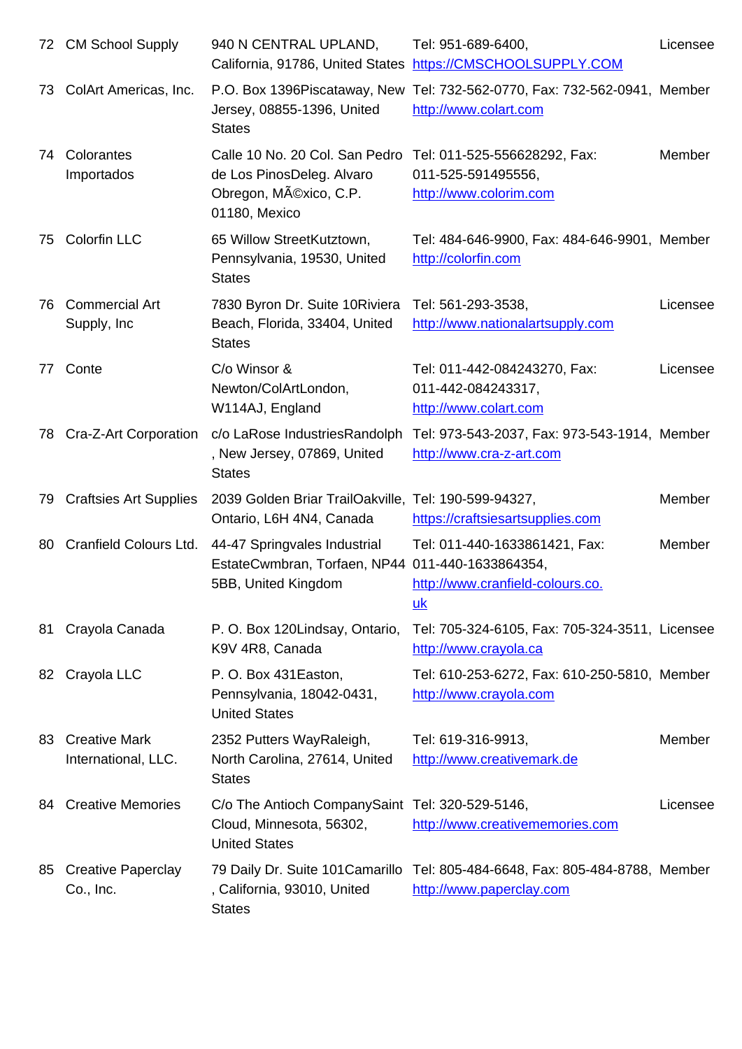| | | | | |
|---|---|---|---|---|
| 72 | CM School Supply | 940 N CENTRAL UPLAND, California, 91786, United States | Tel: 951-689-6400, https://CMSCHOOLSUPPLY.COM | Licensee |
| 73 | ColArt Americas, Inc. | P.O. Box 1396Piscataway, New Jersey, 08855-1396, United States | Tel: 732-562-0770, Fax: 732-562-0941, http://www.colart.com | Member |
| 74 | Colorantes Importados | Calle 10 No. 20 Col. San Pedro de Los PinosDeleg. Alvaro Obregon, MÃ©xico, C.P. 01180, Mexico | Tel: 011-525-556628292, Fax: 011-525-591495556, http://www.colorim.com | Member |
| 75 | Colorfin LLC | 65 Willow StreetKutztown, Pennsylvania, 19530, United States | Tel: 484-646-9900, Fax: 484-646-9901, http://colorfin.com | Member |
| 76 | Commercial Art Supply, Inc | 7830 Byron Dr. Suite 10Riviera Beach, Florida, 33404, United States | Tel: 561-293-3538, http://www.nationalartsupply.com | Licensee |
| 77 | Conte | C/o Winsor & Newton/ColArtLondon, W114AJ, England | Tel: 011-442-084243270, Fax: 011-442-084243317, http://www.colart.com | Licensee |
| 78 | Cra-Z-Art Corporation | c/o LaRose IndustriesRandolph , New Jersey, 07869, United States | Tel: 973-543-2037, Fax: 973-543-1914, http://www.cra-z-art.com | Member |
| 79 | Craftsies Art Supplies | 2039 Golden Briar TrailOakville, Ontario, L6H 4N4, Canada | Tel: 190-599-94327, https://craftsiesartsupplies.com | Member |
| 80 | Cranfield Colours Ltd. | 44-47 Springvales Industrial EstateCwmbran, Torfaen, NP44 5BB, United Kingdom | Tel: 011-440-1633861421, Fax: 011-440-1633864354, http://www.cranfield-colours.co.uk | Member |
| 81 | Crayola Canada | P. O. Box 120Lindsay, Ontario, K9V 4R8, Canada | Tel: 705-324-6105, Fax: 705-324-3511, http://www.crayola.ca | Licensee |
| 82 | Crayola LLC | P. O. Box 431Easton, Pennsylvania, 18042-0431, United States | Tel: 610-253-6272, Fax: 610-250-5810, http://www.crayola.com | Member |
| 83 | Creative Mark International, LLC. | 2352 Putters WayRaleigh, North Carolina, 27614, United States | Tel: 619-316-9913, http://www.creativemark.de | Member |
| 84 | Creative Memories | C/o The Antioch CompanySaint Cloud, Minnesota, 56302, United States | Tel: 320-529-5146, http://www.creativememories.com | Licensee |
| 85 | Creative Paperclay Co., Inc. | 79 Daily Dr. Suite 101Camarillo , California, 93010, United States | Tel: 805-484-6648, Fax: 805-484-8788, http://www.paperclay.com | Member |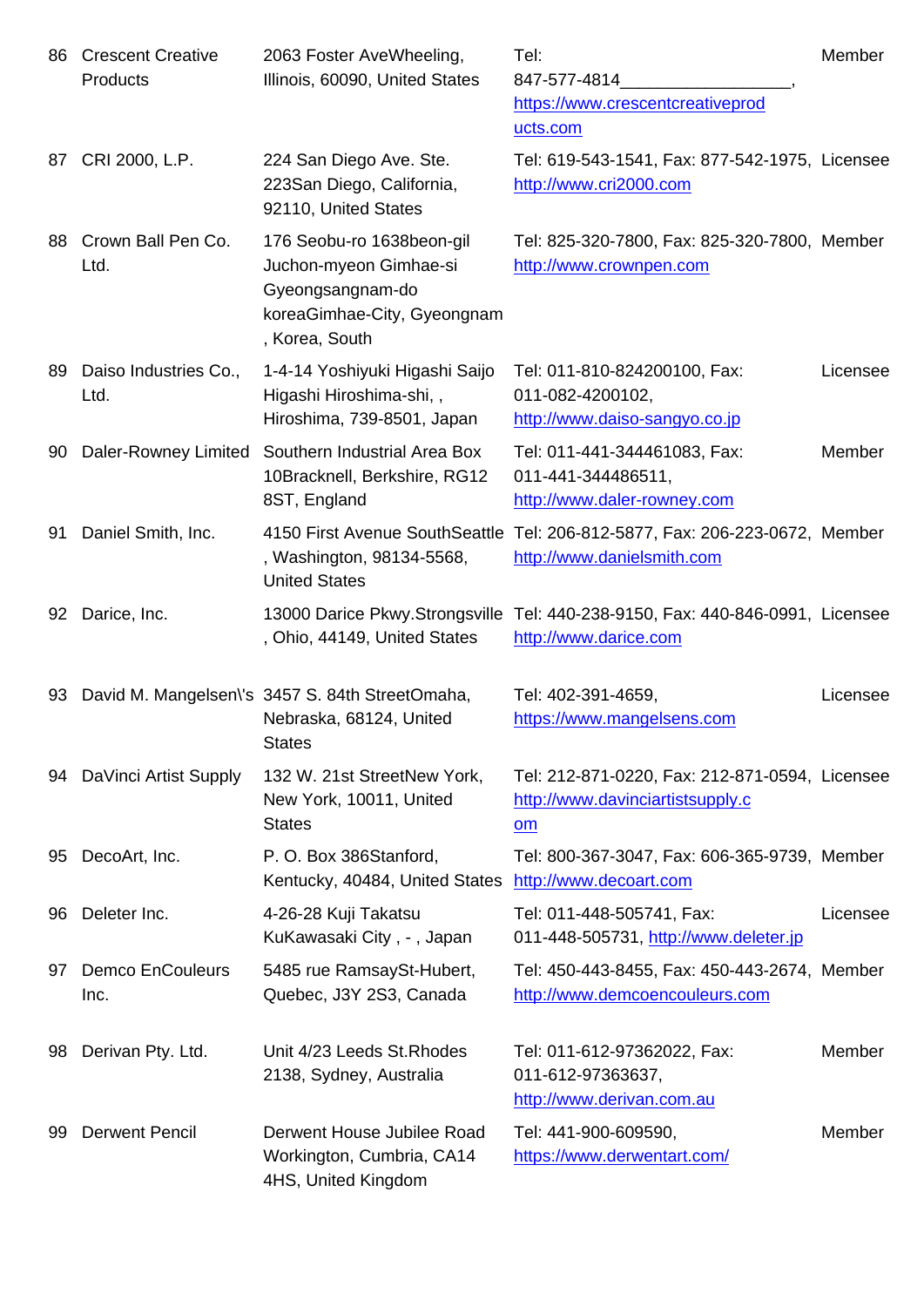| | | | | |
|---|---|---|---|---|
| 86 | Crescent Creative Products | 2063 Foster AveWheeling, Illinois, 60090, United States | Tel: 847-577-4814_________________, https://www.crescentcreativeproducts.com | Member |
| 87 | CRI 2000, L.P. | 224 San Diego Ave. Ste. 223San Diego, California, 92110, United States | Tel: 619-543-1541, Fax: 877-542-1975, http://www.cri2000.com | Licensee |
| 88 | Crown Ball Pen Co. Ltd. | 176 Seobu-ro 1638beon-gil Juchon-myeon Gimhae-si Gyeongsangnam-do koreaGimhae-City, Gyeongnam , Korea, South | Tel: 825-320-7800, Fax: 825-320-7800, http://www.crownpen.com | Member |
| 89 | Daiso Industries Co., Ltd. | 1-4-14 Yoshiyuki Higashi Saijo Higashi Hiroshima-shi, , Hiroshima, 739-8501, Japan | Tel: 011-810-824200100, Fax: 011-082-4200102, http://www.daiso-sangyo.co.jp | Licensee |
| 90 | Daler-Rowney Limited | Southern Industrial Area Box 10Bracknell, Berkshire, RG12 8ST, England | Tel: 011-441-344461083, Fax: 011-441-344486511, http://www.daler-rowney.com | Member |
| 91 | Daniel Smith, Inc. | 4150 First Avenue SouthSeattle , Washington, 98134-5568, United States | Tel: 206-812-5877, Fax: 206-223-0672, http://www.danielsmith.com | Member |
| 92 | Darice, Inc. | 13000 Darice Pkwy.Strongsville , Ohio, 44149, United States | Tel: 440-238-9150, Fax: 440-846-0991, http://www.darice.com | Licensee |
| 93 | David M. Mangelsen\'s | 3457 S. 84th StreetOmaha, Nebraska, 68124, United States | Tel: 402-391-4659, https://www.mangelsens.com | Licensee |
| 94 | DaVinci Artist Supply | 132 W. 21st StreetNew York, New York, 10011, United States | Tel: 212-871-0220, Fax: 212-871-0594, http://www.davinciartistsupply.com | Licensee |
| 95 | DecoArt, Inc. | P. O. Box 386Stanford, Kentucky, 40484, United States | Tel: 800-367-3047, Fax: 606-365-9739, http://www.decoart.com | Member |
| 96 | Deleter Inc. | 4-26-28 Kuji Takatsu KuKawasaki City , - , Japan | Tel: 011-448-505741, Fax: 011-448-505731, http://www.deleter.jp | Licensee |
| 97 | Demco EnCouleurs Inc. | 5485 rue RamsaySt-Hubert, Quebec, J3Y 2S3, Canada | Tel: 450-443-8455, Fax: 450-443-2674, http://www.demcoencouleurs.com | Member |
| 98 | Derivan Pty. Ltd. | Unit 4/23 Leeds St.Rhodes 2138, Sydney, Australia | Tel: 011-612-97362022, Fax: 011-612-97363637, http://www.derivan.com.au | Member |
| 99 | Derwent Pencil | Derwent House Jubilee Road Workington, Cumbria, CA14 4HS, United Kingdom | Tel: 441-900-609590, https://www.derwentart.com/ | Member |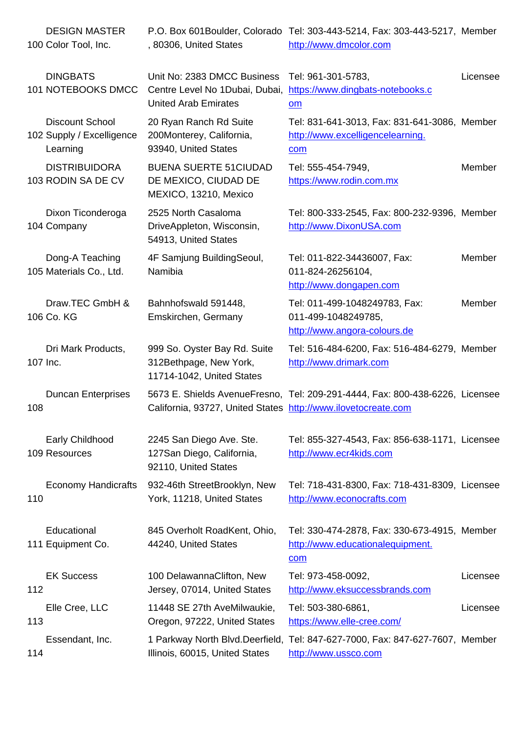| | | | | |
|---|---|---|---|---|
| 100 | DESIGN MASTER Color Tool, Inc. | P.O. Box 601Boulder, Colorado , 80306, United States | Tel: 303-443-5214, Fax: 303-443-5217, http://www.dmcolor.com | Member |
| 101 | DINGBATS NOTEBOOKS DMCC | Unit No: 2383 DMCC Business Centre Level No 1Dubai, Dubai, United Arab Emirates | Tel: 961-301-5783, https://www.dingbats-notebooks.com | Licensee |
| 102 | Discount School Supply / Excelligence Learning | 20 Ryan Ranch Rd Suite 200Monterey, California, 93940, United States | Tel: 831-641-3013, Fax: 831-641-3086, http://www.excelligencelearning.com | Member |
| 103 | DISTRIBUIDORA RODIN SA DE CV | BUENA SUERTE 51CIUDAD DE MEXICO, CIUDAD DE MEXICO, 13210, Mexico | Tel: 555-454-7949, https://www.rodin.com.mx | Member |
| 104 | Dixon Ticonderoga Company | 2525 North Casaloma DriveAppleton, Wisconsin, 54913, United States | Tel: 800-333-2545, Fax: 800-232-9396, http://www.DixonUSA.com | Member |
| 105 | Dong-A Teaching Materials Co., Ltd. | 4F Samjung BuildingSeoul, Namibia | Tel: 011-822-34436007, Fax: 011-824-26256104, http://www.dongapen.com | Member |
| 106 | Draw.TEC GmbH & Co. KG | Bahnhofswald 591448, Emskirchen, Germany | Tel: 011-499-1048249783, Fax: 011-499-1048249785, http://www.angora-colours.de | Member |
| 107 | Dri Mark Products, Inc. | 999 So. Oyster Bay Rd. Suite 312Bethpage, New York, 11714-1042, United States | Tel: 516-484-6200, Fax: 516-484-6279, http://www.drimark.com | Member |
| 108 | Duncan Enterprises | 5673 E. Shields AvenueFresno, California, 93727, United States | Tel: 209-291-4444, Fax: 800-438-6226, http://www.ilovetocreate.com | Licensee |
| 109 | Early Childhood Resources | 2245 San Diego Ave. Ste. 127San Diego, California, 92110, United States | Tel: 855-327-4543, Fax: 856-638-1171, http://www.ecr4kids.com | Licensee |
| 110 | Economy Handicrafts | 932-46th StreetBrooklyn, New York, 11218, United States | Tel: 718-431-8300, Fax: 718-431-8309, http://www.econocrafts.com | Licensee |
| 111 | Educational Equipment Co. | 845 Overholt RoadKent, Ohio, 44240, United States | Tel: 330-474-2878, Fax: 330-673-4915, http://www.educationalequipment.com | Member |
| 112 | EK Success | 100 DelawannaClifton, New Jersey, 07014, United States | Tel: 973-458-0092, http://www.eksuccessbrands.com | Licensee |
| 113 | Elle Cree, LLC | 11448 SE 27th AveMilwaukie, Oregon, 97222, United States | Tel: 503-380-6861, https://www.elle-cree.com/ | Licensee |
| 114 | Essendant, Inc. | 1 Parkway North Blvd.Deerfield, Illinois, 60015, United States | Tel: 847-627-7000, Fax: 847-627-7607, http://www.ussco.com | Member |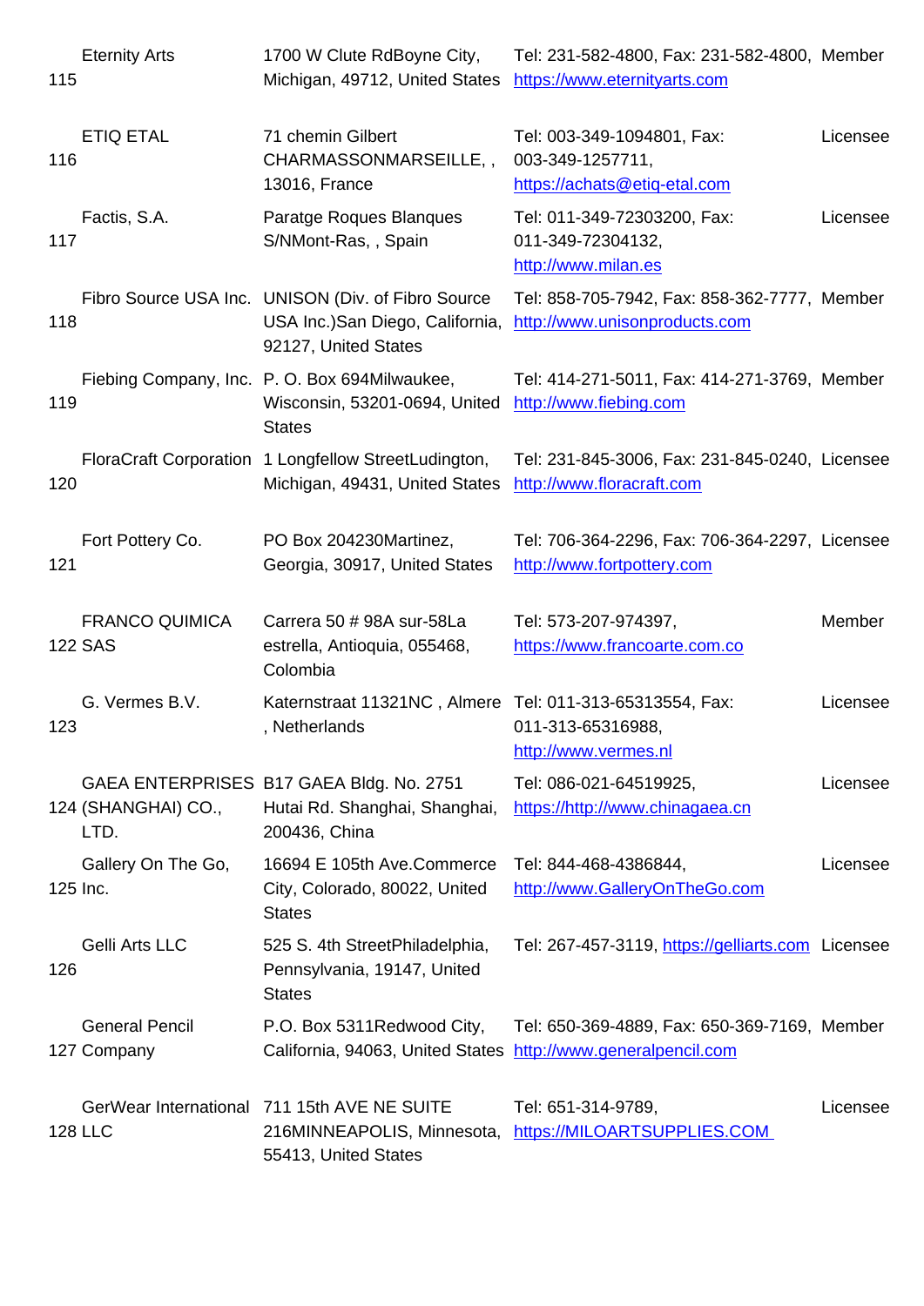| | | | | |
|---|---|---|---|---|
| 115 | Eternity Arts | 1700 W Clute RdBoyne City, Michigan, 49712, United States | Tel: 231-582-4800, Fax: 231-582-4800, https://www.eternityarts.com | Member |
| 116 | ETIQ ETAL | 71 chemin Gilbert CHARMASSONMARSEILLE, , 13016, France | Tel: 003-349-1094801, Fax: 003-349-1257711, https://achats@etiq-etal.com | Licensee |
| 117 | Factis, S.A. | Paratge Roques Blanques S/NMont-Ras, , Spain | Tel: 011-349-72303200, Fax: 011-349-72304132, http://www.milan.es | Licensee |
| 118 | Fibro Source USA Inc. | UNISON (Div. of Fibro Source USA Inc.)San Diego, California, 92127, United States | Tel: 858-705-7942, Fax: 858-362-7777, http://www.unisonproducts.com | Member |
| 119 | Fiebing Company, Inc. | P. O. Box 694Milwaukee, Wisconsin, 53201-0694, United States | Tel: 414-271-5011, Fax: 414-271-3769, http://www.fiebing.com | Member |
| 120 | FloraCraft Corporation | 1 Longfellow StreetLudington, Michigan, 49431, United States | Tel: 231-845-3006, Fax: 231-845-0240, http://www.floracraft.com | Licensee |
| 121 | Fort Pottery Co. | PO Box 204230Martinez, Georgia, 30917, United States | Tel: 706-364-2296, Fax: 706-364-2297, http://www.fortpottery.com | Licensee |
| 122 | FRANCO QUIMICA SAS | Carrera 50 # 98A sur-58La estrella, Antioquia, 055468, Colombia | Tel: 573-207-974397, https://www.francoarte.com.co | Member |
| 123 | G. Vermes B.V. | Katernstraat 11321NC , Almere , Netherlands | Tel: 011-313-65313554, Fax: 011-313-65316988, http://www.vermes.nl | Licensee |
| 124 | GAEA ENTERPRISES (SHANGHAI) CO., LTD. | B17 GAEA Bldg. No. 2751 Hutai Rd. Shanghai, Shanghai, 200436, China | Tel: 086-021-64519925, https://http://www.chinagaea.cn | Licensee |
| 125 | Gallery On The Go, Inc. | 16694 E 105th Ave.Commerce City, Colorado, 80022, United States | Tel: 844-468-4386844, http://www.GalleryOnTheGo.com | Licensee |
| 126 | Gelli Arts LLC | 525 S. 4th StreetPhiladelphia, Pennsylvania, 19147, United States | Tel: 267-457-3119, https://gelliarts.com | Licensee |
| 127 | General Pencil Company | P.O. Box 5311Redwood City, California, 94063, United States | Tel: 650-369-4889, Fax: 650-369-7169, http://www.generalpencil.com | Member |
| 128 | GerWear International LLC | 711 15th AVE NE SUITE 216MINNEAPOLIS, Minnesota, 55413, United States | Tel: 651-314-9789, https://MILOARTSUPPLIES.COM | Licensee |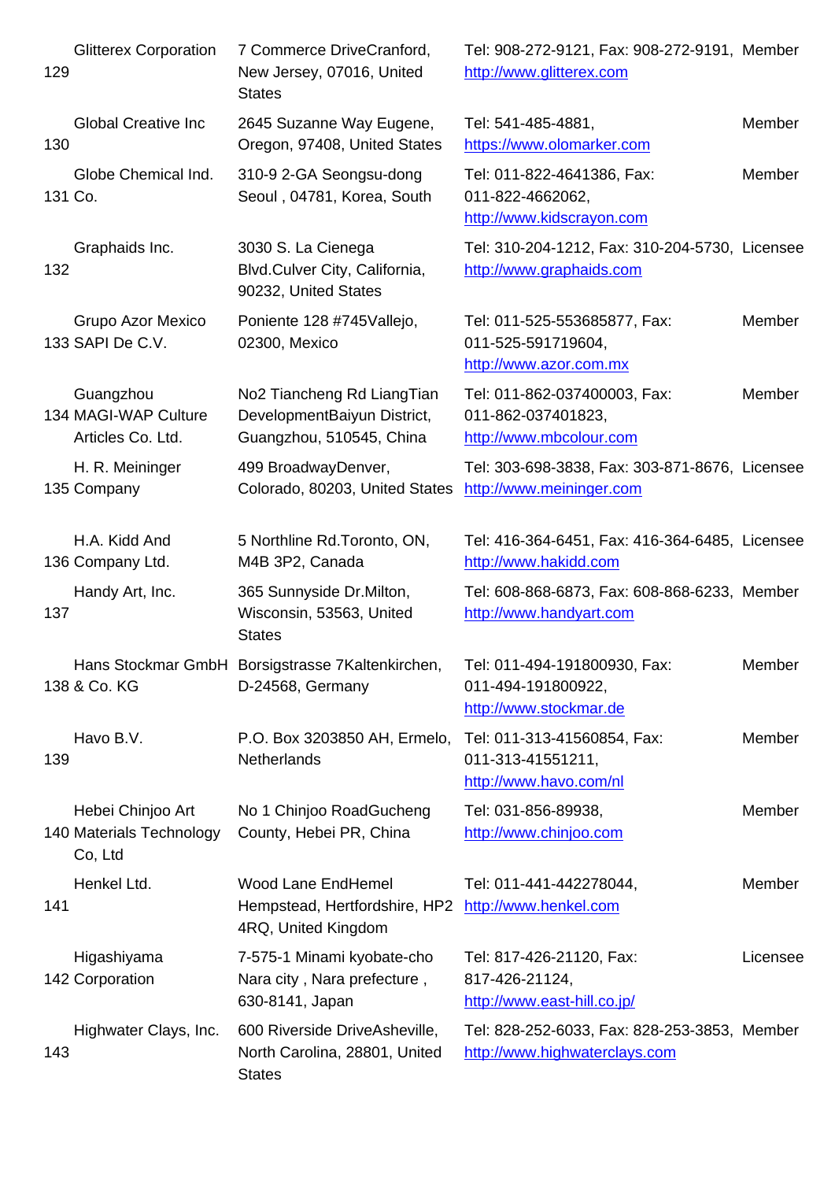| | | | | |
|---|---|---|---|---|
| 129 | Glitterex Corporation | 7 Commerce DriveCranford, New Jersey, 07016, United States | Tel: 908-272-9121, Fax: 908-272-9191, http://www.glitterex.com | Member |
| 130 | Global Creative Inc | 2645 Suzanne Way Eugene, Oregon, 97408, United States | Tel: 541-485-4881, https://www.olomarker.com | Member |
| 131 | Globe Chemical Ind. Co. | 310-9 2-GA Seongsu-dong Seoul , 04781, Korea, South | Tel: 011-822-4641386, Fax: 011-822-4662062, http://www.kidscrayon.com | Member |
| 132 | Graphaids Inc. | 3030 S. La Cienega Blvd.Culver City, California, 90232, United States | Tel: 310-204-1212, Fax: 310-204-5730, http://www.graphaids.com | Licensee |
| 133 | Grupo Azor Mexico SAPI De C.V. | Poniente 128 #745Vallejo, 02300, Mexico | Tel: 011-525-553685877, Fax: 011-525-591719604, http://www.azor.com.mx | Member |
| 134 | Guangzhou MAGI-WAP Culture Articles Co. Ltd. | No2 Tiancheng Rd LiangTian DevelopmentBaiyun District, Guangzhou, 510545, China | Tel: 011-862-037400003, Fax: 011-862-037401823, http://www.mbcolour.com | Member |
| 135 | H. R. Meininger Company | 499 BroadwayDenver, Colorado, 80203, United States | Tel: 303-698-3838, Fax: 303-871-8676, http://www.meininger.com | Licensee |
| 136 | H.A. Kidd And Company Ltd. | 5 Northline Rd.Toronto, ON, M4B 3P2, Canada | Tel: 416-364-6451, Fax: 416-364-6485, http://www.hakidd.com | Licensee |
| 137 | Handy Art, Inc. | 365 Sunnyside Dr.Milton, Wisconsin, 53563, United States | Tel: 608-868-6873, Fax: 608-868-6233, http://www.handyart.com | Member |
| 138 | Hans Stockmar GmbH & Co. KG | Borsigstrasse 7Kaltenkirchen, D-24568, Germany | Tel: 011-494-191800930, Fax: 011-494-191800922, http://www.stockmar.de | Member |
| 139 | Havo B.V. | P.O. Box 3203850 AH, Ermelo, Netherlands | Tel: 011-313-41560854, Fax: 011-313-41551211, http://www.havo.com/nl | Member |
| 140 | Hebei Chinjoo Art Materials Technology Co, Ltd | No 1 Chinjoo RoadGucheng County, Hebei PR, China | Tel: 031-856-89938, http://www.chinjoo.com | Member |
| 141 | Henkel Ltd. | Wood Lane EndHemel Hempstead, Hertfordshire, HP2 4RQ, United Kingdom | Tel: 011-441-442278044, http://www.henkel.com | Member |
| 142 | Higashiyama Corporation | 7-575-1 Minami kyobate-cho Nara city , Nara prefecture , 630-8141, Japan | Tel: 817-426-21120, Fax: 817-426-21124, http://www.east-hill.co.jp/ | Licensee |
| 143 | Highwater Clays, Inc. | 600 Riverside DriveAsheville, North Carolina, 28801, United States | Tel: 828-252-6033, Fax: 828-253-3853, http://www.highwaterclays.com | Member |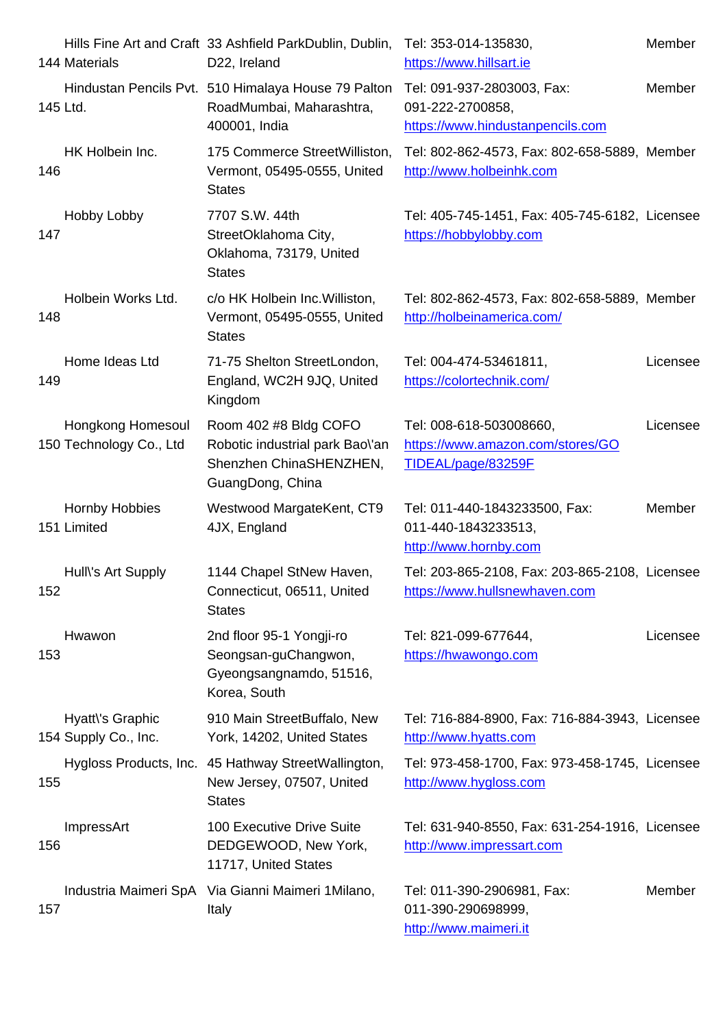| | | | | |
|---|---|---|---|---|
| 144 | Hills Fine Art and Craft Materials | 33 Ashfield ParkDublin, Dublin, D22, Ireland | Tel: 353-014-135830, https://www.hillsart.ie | Member |
| 145 | Hindustan Pencils Pvt. Ltd. | 510 Himalaya House 79 Palton RoadMumbai, Maharashtra, 400001, India | Tel: 091-937-2803003, Fax: 091-222-2700858, https://www.hindustanpencils.com | Member |
| 146 | HK Holbein Inc. | 175 Commerce StreetWilliston, Vermont, 05495-0555, United States | Tel: 802-862-4573, Fax: 802-658-5889, http://www.holbeinhk.com | Member |
| 147 | Hobby Lobby | 7707 S.W. 44th StreetOklahoma City, Oklahoma, 73179, United States | Tel: 405-745-1451, Fax: 405-745-6182, https://hobbylobby.com | Licensee |
| 148 | Holbein Works Ltd. | c/o HK Holbein Inc.Williston, Vermont, 05495-0555, United States | Tel: 802-862-4573, Fax: 802-658-5889, http://holbeinamerica.com/ | Member |
| 149 | Home Ideas Ltd | 71-75 Shelton StreetLondon, England, WC2H 9JQ, United Kingdom | Tel: 004-474-53461811, https://colortechnik.com/ | Licensee |
| 150 | Hongkong Homesoul Technology Co., Ltd | Room 402 #8 Bldg COFO Robotic industrial park Bao\'an Shenzhen ChinaSHENZHEN, GuangDong, China | Tel: 008-618-503008660, https://www.amazon.com/stores/GOTIDEAL/page/83259F | Licensee |
| 151 | Hornby Hobbies Limited | Westwood MargateKent, CT9 4JX, England | Tel: 011-440-1843233500, Fax: 011-440-1843233513, http://www.hornby.com | Member |
| 152 | Hull\'s Art Supply | 1144 Chapel StNew Haven, Connecticut, 06511, United States | Tel: 203-865-2108, Fax: 203-865-2108, https://www.hullsnewhaven.com | Licensee |
| 153 | Hwawon | 2nd floor 95-1 Yongji-ro Seongsan-guChangwon, Gyeongsangnamdo, 51516, Korea, South | Tel: 821-099-677644, https://hwawongo.com | Licensee |
| 154 | Hyatt\'s Graphic Supply Co., Inc. | 910 Main StreetBuffalo, New York, 14202, United States | Tel: 716-884-8900, Fax: 716-884-3943, http://www.hyatts.com | Licensee |
| 155 | Hygloss Products, Inc. | 45 Hathway StreetWallington, New Jersey, 07507, United States | Tel: 973-458-1700, Fax: 973-458-1745, http://www.hygloss.com | Licensee |
| 156 | ImpressArt | 100 Executive Drive Suite DEDGEWOOD, New York, 11717, United States | Tel: 631-940-8550, Fax: 631-254-1916, http://www.impressart.com | Licensee |
| 157 | Industria Maimeri SpA | Via Gianni Maimeri 1Milano, Italy | Tel: 011-390-2906981, Fax: 011-390-290698999, http://www.maimeri.it | Member |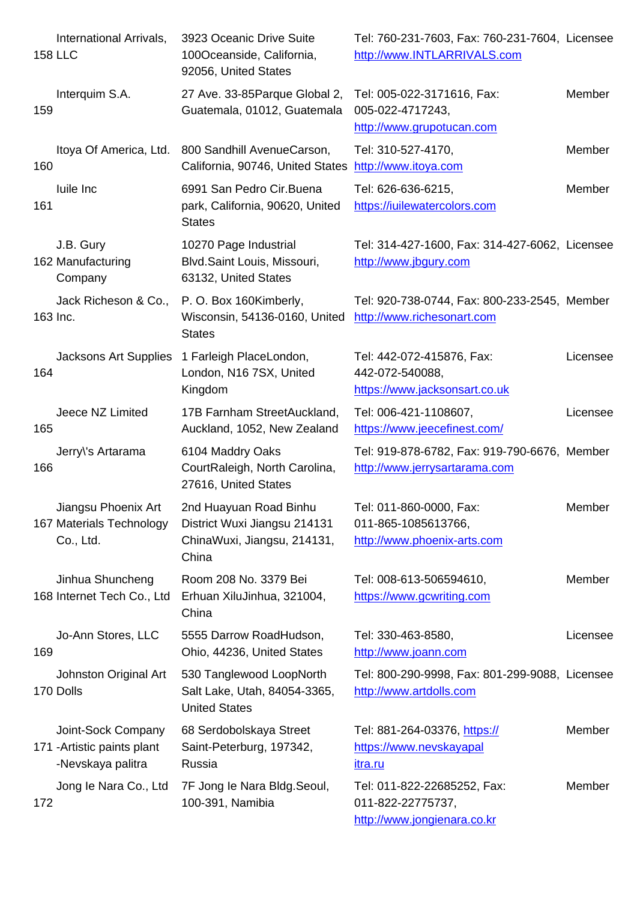| | | | | |
|---|---|---|---|---|
| 158 | International Arrivals, LLC | 3923 Oceanic Drive Suite 100Oceanside, California, 92056, United States | Tel: 760-231-7603, Fax: 760-231-7604, http://www.INTLARRIVALS.com | Licensee |
| 159 | Interquim S.A. | 27 Ave. 33-85Parque Global 2, Guatemala, 01012, Guatemala | Tel: 005-022-3171616, Fax: 005-022-4717243, http://www.grupotucan.com | Member |
| 160 | Itoya Of America, Ltd. | 800 Sandhill AvenueCarson, California, 90746, United States | Tel: 310-527-4170, http://www.itoya.com | Member |
| 161 | Iuile Inc | 6991 San Pedro Cir.Buena park, California, 90620, United States | Tel: 626-636-6215, https://iuilewatercolors.com | Member |
| 162 | J.B. Gury Manufacturing Company | 10270 Page Industrial Blvd.Saint Louis, Missouri, 63132, United States | Tel: 314-427-1600, Fax: 314-427-6062, http://www.jbgury.com | Licensee |
| 163 | Jack Richeson & Co., Inc. | P. O. Box 160Kimberly, Wisconsin, 54136-0160, United States | Tel: 920-738-0744, Fax: 800-233-2545, http://www.richesonart.com | Member |
| 164 | Jacksons Art Supplies | 1 Farleigh PlaceLondon, London, N16 7SX, United Kingdom | Tel: 442-072-415876, Fax: 442-072-540088, https://www.jacksonsart.co.uk | Licensee |
| 165 | Jeece NZ Limited | 17B Farnham StreetAuckland, Auckland, 1052, New Zealand | Tel: 006-421-1108607, https://www.jeecefinest.com/ | Licensee |
| 166 | Jerry\'s Artarama | 6104 Maddry Oaks CourtRaleigh, North Carolina, 27616, United States | Tel: 919-878-6782, Fax: 919-790-6676, http://www.jerrysartarama.com | Member |
| 167 | Jiangsu Phoenix Art Materials Technology Co., Ltd. | 2nd Huayuan Road Binhu District Wuxi Jiangsu 214131 ChinaWuxi, Jiangsu, 214131, China | Tel: 011-860-0000, Fax: 011-865-1085613766, http://www.phoenix-arts.com | Member |
| 168 | Jinhua Shuncheng Internet Tech Co., Ltd | Room 208 No. 3379 Bei Erhuan XiluJinhua, 321004, China | Tel: 008-613-506594610, https://www.gcwriting.com | Member |
| 169 | Jo-Ann Stores, LLC | 5555 Darrow RoadHudson, Ohio, 44236, United States | Tel: 330-463-8580, http://www.joann.com | Licensee |
| 170 | Johnston Original Art Dolls | 530 Tanglewood LoopNorth Salt Lake, Utah, 84054-3365, United States | Tel: 800-290-9998, Fax: 801-299-9088, http://www.artdolls.com | Licensee |
| 171 | Joint-Sock Company -Artistic paints plant -Nevskaya palitra | 68 Serdobolskaya Street Saint-Peterburg, 197342, Russia | Tel: 881-264-03376, https://https://www.nevskayapalitra.ru | Member |
| 172 | Jong Ie Nara Co., Ltd | 7F Jong Ie Nara Bldg.Seoul, 100-391, Namibia | Tel: 011-822-22685252, Fax: 011-822-22775737, http://www.jongienara.co.kr | Member |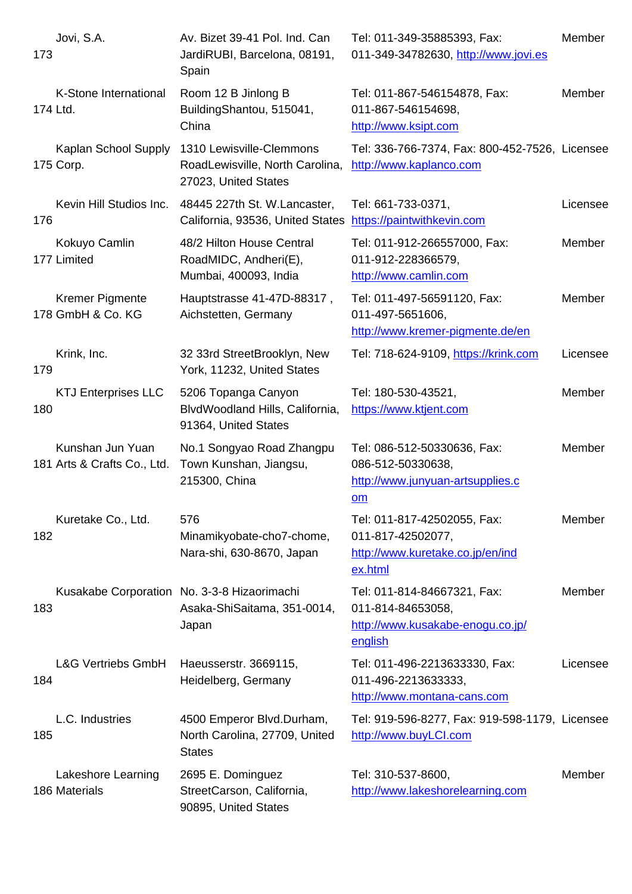| | | | | |
|---|---|---|---|---|
| 173 | Jovi, S.A. | Av. Bizet 39-41 Pol. Ind. Can JardiRUBI, Barcelona, 08191, Spain | Tel: 011-349-35885393, Fax: 011-349-34782630, http://www.jovi.es | Member |
| 174 | K-Stone International Ltd. | Room 12 B Jinlong B BuildingShantou, 515041, China | Tel: 011-867-546154878, Fax: 011-867-546154698, http://www.ksipt.com | Member |
| 175 | Kaplan School Supply Corp. | 1310 Lewisville-Clemmons RoadLewisville, North Carolina, 27023, United States | Tel: 336-766-7374, Fax: 800-452-7526, http://www.kaplanco.com | Licensee |
| 176 | Kevin Hill Studios Inc. | 48445 227th St. W.Lancaster, California, 93536, United States | Tel: 661-733-0371, https://paintwithkevin.com | Licensee |
| 177 | Kokuyo Camlin Limited | 48/2 Hilton House Central RoadMIDC, Andheri(E), Mumbai, 400093, India | Tel: 011-912-266557000, Fax: 011-912-228366579, http://www.camlin.com | Member |
| 178 | Kremer Pigmente GmbH & Co. KG | Hauptstrasse 41-47D-88317 , Aichstetten, Germany | Tel: 011-497-56591120, Fax: 011-497-5651606, http://www.kremer-pigmente.de/en | Member |
| 179 | Krink, Inc. | 32 33rd StreetBrooklyn, New York, 11232, United States | Tel: 718-624-9109, https://krink.com | Licensee |
| 180 | KTJ Enterprises LLC | 5206 Topanga Canyon BlvdWoodland Hills, California, 91364, United States | Tel: 180-530-43521, https://www.ktjent.com | Member |
| 181 | Kunshan Jun Yuan Arts & Crafts Co., Ltd. | No.1 Songyao Road Zhangpu Town Kunshan, Jiangsu, 215300, China | Tel: 086-512-50330636, Fax: 086-512-50330638, http://www.junyuan-artsupplies.com | Member |
| 182 | Kuretake Co., Ltd. | 576 Minamikyobate-cho7-chome, Nara-shi, 630-8670, Japan | Tel: 011-817-42502055, Fax: 011-817-42502077, http://www.kuretake.co.jp/en/index.html | Member |
| 183 | Kusakabe Corporation | No. 3-3-8 Hizaorimachi Asaka-ShiSaitama, 351-0014, Japan | Tel: 011-814-84667321, Fax: 011-814-84653058, http://www.kusakabe-enogu.co.jp/english | Member |
| 184 | L&G Vertriebs GmbH | Haeusserstr. 3669115, Heidelberg, Germany | Tel: 011-496-2213633330, Fax: 011-496-2213633333, http://www.montana-cans.com | Licensee |
| 185 | L.C. Industries | 4500 Emperor Blvd.Durham, North Carolina, 27709, United States | Tel: 919-596-8277, Fax: 919-598-1179, http://www.buyLCI.com | Licensee |
| 186 | Lakeshore Learning Materials | 2695 E. Dominguez StreetCarson, California, 90895, United States | Tel: 310-537-8600, http://www.lakeshorelearning.com | Member |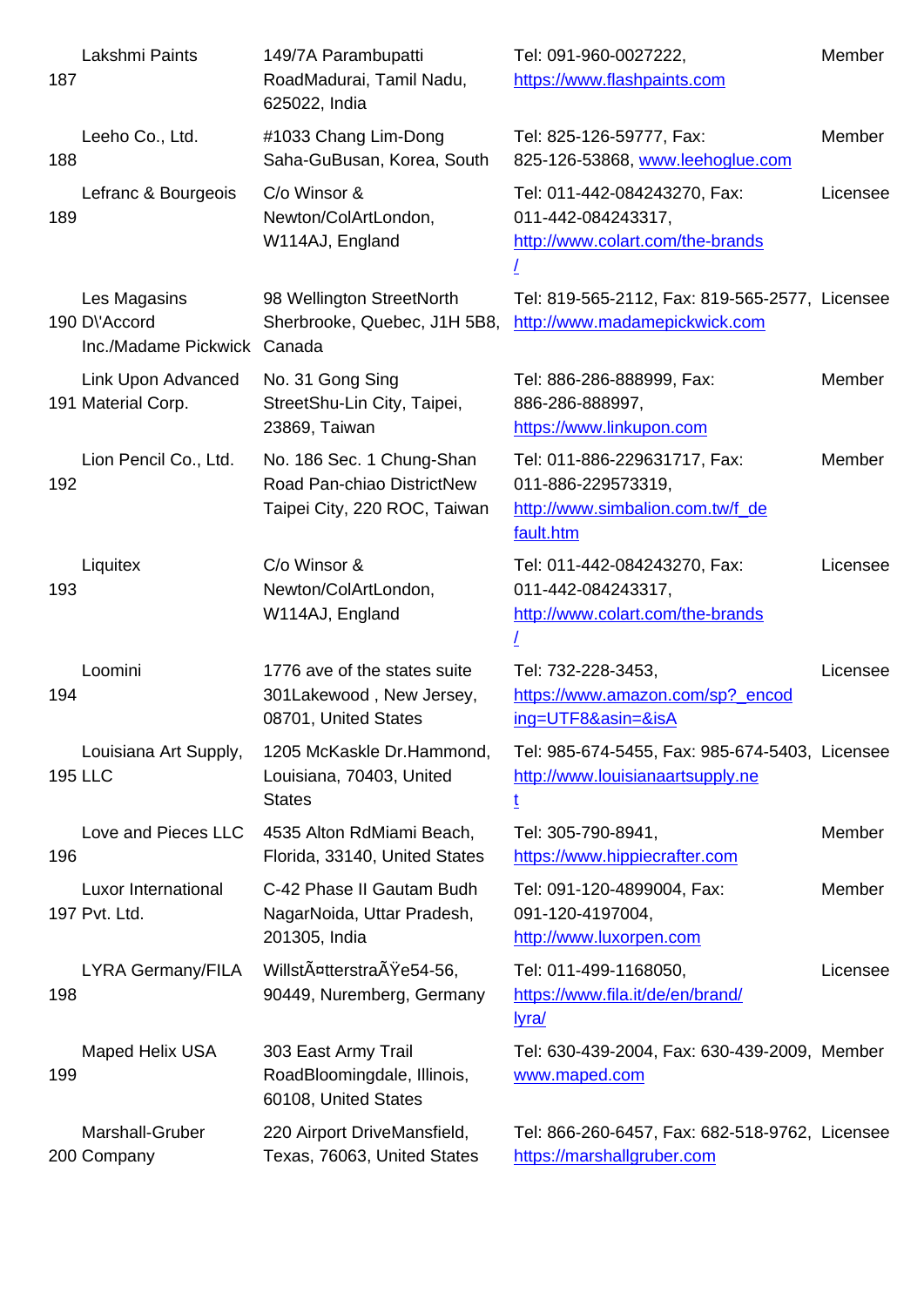| | | | | |
|---|---|---|---|---|
| 187 | Lakshmi Paints | 149/7A Parambupatti RoadMadurai, Tamil Nadu, 625022, India | Tel: 091-960-0027222, https://www.flashpaints.com | Member |
| 188 | Leeho Co., Ltd. | #1033 Chang Lim-Dong Saha-GuBusan, Korea, South | Tel: 825-126-59777, Fax: 825-126-53868, www.leehoglue.com | Member |
| 189 | Lefranc & Bourgeois | C/o Winsor & Newton/ColArtLondon, W114AJ, England | Tel: 011-442-084243270, Fax: 011-442-084243317, http://www.colart.com/the-brands/ | Licensee |
| 190 | Les Magasins D\'Accord Inc./Madame Pickwick | 98 Wellington StreetNorth Sherbrooke, Quebec, J1H 5B8, Canada | Tel: 819-565-2112, Fax: 819-565-2577, http://www.madamepickwick.com | Licensee |
| 191 | Link Upon Advanced Material Corp. | No. 31 Gong Sing StreetShu-Lin City, Taipei, 23869, Taiwan | Tel: 886-286-888999, Fax: 886-286-888997, https://www.linkupon.com | Member |
| 192 | Lion Pencil Co., Ltd. | No. 186 Sec. 1 Chung-Shan Road Pan-chiao DistrictNew Taipei City, 220 ROC, Taiwan | Tel: 011-886-229631717, Fax: 011-886-229573319, http://www.simbalion.com.tw/f_default.htm | Member |
| 193 | Liquitex | C/o Winsor & Newton/ColArtLondon, W114AJ, England | Tel: 011-442-084243270, Fax: 011-442-084243317, http://www.colart.com/the-brands/ | Licensee |
| 194 | Loomini | 1776 ave of the states suite 301Lakewood , New Jersey, 08701, United States | Tel: 732-228-3453, https://www.amazon.com/sp?_encoding=UTF8&asin=&isA | Licensee |
| 195 | Louisiana Art Supply, LLC | 1205 McKaskle Dr.Hammond, Louisiana, 70403, United States | Tel: 985-674-5455, Fax: 985-674-5403, http://www.louisianaartsupply.net | Licensee |
| 196 | Love and Pieces LLC | 4535 Alton RdMiami Beach, Florida, 33140, United States | Tel: 305-790-8941, https://www.hippiecrafter.com | Member |
| 197 | Luxor International Pvt. Ltd. | C-42 Phase II Gautam Budh NagarNoida, Uttar Pradesh, 201305, India | Tel: 091-120-4899004, Fax: 091-120-4197004, http://www.luxorpen.com | Member |
| 198 | LYRA Germany/FILA | WillstÃ¤tterstraÃŸe54-56, 90449, Nuremberg, Germany | Tel: 011-499-1168050, https://www.fila.it/de/en/brand/lyra/ | Licensee |
| 199 | Maped Helix USA | 303 East Army Trail RoadBloomingdale, Illinois, 60108, United States | Tel: 630-439-2004, Fax: 630-439-2009, www.maped.com | Member |
| 200 | Marshall-Gruber Company | 220 Airport DriveMansfield, Texas, 76063, United States | Tel: 866-260-6457, Fax: 682-518-9762, https://marshallgruber.com | Licensee |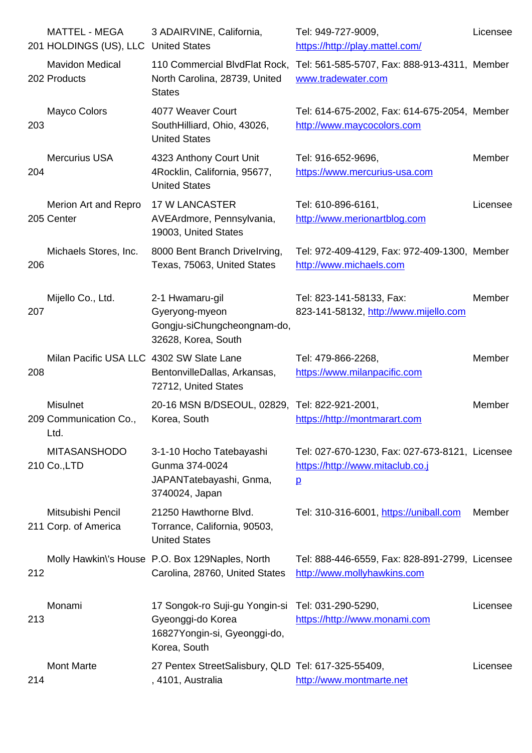| | | | | |
|---|---|---|---|---|
| 201 | MATTEL - MEGA HOLDINGS (US), LLC | 3 ADAIRVINE, California, United States | Tel: 949-727-9009, https://http://play.mattel.com/ | Licensee |
| 202 | Mavidon Medical Products | 110 Commercial BlvdFlat Rock, North Carolina, 28739, United States | Tel: 561-585-5707, Fax: 888-913-4311, www.tradewater.com | Member |
| 203 | Mayco Colors | 4077 Weaver Court SouthHilliard, Ohio, 43026, United States | Tel: 614-675-2002, Fax: 614-675-2054, http://www.maycocolors.com | Member |
| 204 | Mercurius USA | 4323 Anthony Court Unit 4Rocklin, California, 95677, United States | Tel: 916-652-9696, https://www.mercurius-usa.com | Member |
| 205 | Merion Art and Repro Center | 17 W LANCASTER AVEArdmore, Pennsylvania, 19003, United States | Tel: 610-896-6161, http://www.merionartblog.com | Licensee |
| 206 | Michaels Stores, Inc. | 8000 Bent Branch DriveIrving, Texas, 75063, United States | Tel: 972-409-4129, Fax: 972-409-1300, http://www.michaels.com | Member |
| 207 | Mijello Co., Ltd. | 2-1 Hwamaru-gil Gyeryong-myeon Gongju-siChungcheongnam-do, 32628, Korea, South | Tel: 823-141-58133, Fax: 823-141-58132, http://www.mijello.com | Member |
| 208 | Milan Pacific USA LLC | 4302 SW Slate Lane BentonvilleDallas, Arkansas, 72712, United States | Tel: 479-866-2268, https://www.milanpacific.com | Member |
| 209 | Misulnet Communication Co., Ltd. | 20-16 MSN B/DSEOUL, 02829, Korea, South | Tel: 822-921-2001, https://http://montmarart.com | Member |
| 210 | MITASANSHODO Co.,LTD | 3-1-10 Hocho Tatebayashi Gunma 374-0024 JAPANTatebayashi, Gnma, 3740024, Japan | Tel: 027-670-1230, Fax: 027-673-8121, https://http://www.mitaclub.co.jp | Licensee |
| 211 | Mitsubishi Pencil Corp. of America | 21250 Hawthorne Blvd. Torrance, California, 90503, United States | Tel: 310-316-6001, https://uniball.com | Member |
| 212 | Molly Hawkin\'s House | P.O. Box 129Naples, North Carolina, 28760, United States | Tel: 888-446-6559, Fax: 828-891-2799, http://www.mollyhawkins.com | Licensee |
| 213 | Monami | 17 Songok-ro Suji-gu Yongin-si Gyeonggi-do Korea 16827Yongin-si, Gyeonggi-do, Korea, South | Tel: 031-290-5290, https://http://www.monami.com | Licensee |
| 214 | Mont Marte | 27 Pentex StreetSalisbury, QLD , 4101, Australia | Tel: 617-325-55409, http://www.montmarte.net | Licensee |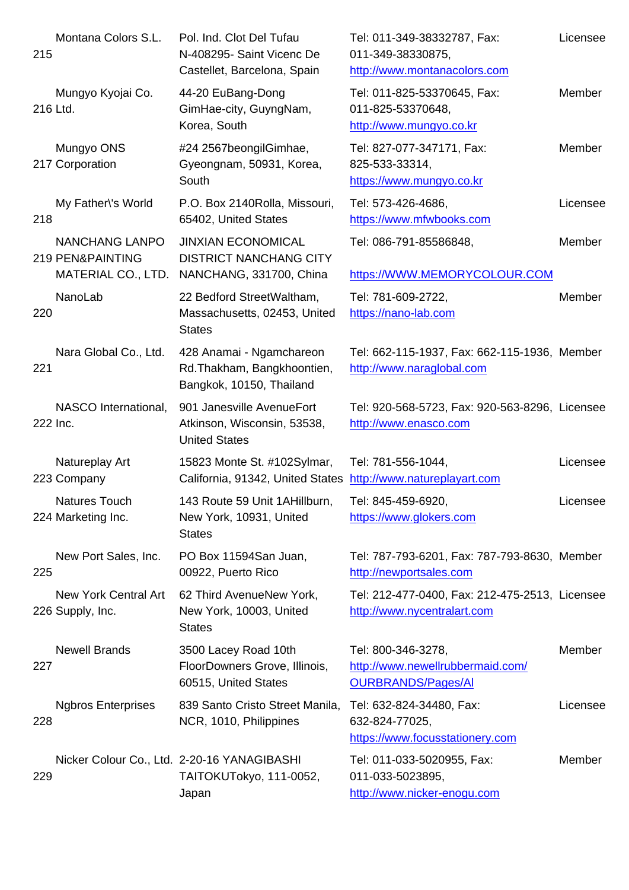| | | | | |
|---|---|---|---|---|
| 215 | Montana Colors S.L. | Pol. Ind. Clot Del Tufau N-408295- Saint Vicenc De Castellet, Barcelona, Spain | Tel: 011-349-38332787, Fax: 011-349-38330875, http://www.montanacolors.com | Licensee |
| 216 | Mungyo Kyojai Co. Ltd. | 44-20 EuBang-Dong GimHae-city, GuyngNam, Korea, South | Tel: 011-825-53370645, Fax: 011-825-53370648, http://www.mungyo.co.kr | Member |
| 217 | Mungyo ONS Corporation | #24 2567beongilGimhae, Gyeongnam, 50931, Korea, South | Tel: 827-077-347171, Fax: 825-533-33314, https://www.mungyo.co.kr | Member |
| 218 | My Father\'s World | P.O. Box 2140Rolla, Missouri, 65402, United States | Tel: 573-426-4686, https://www.mfwbooks.com | Licensee |
| 219 | NANCHANG LANPO PEN&PAINTING MATERIAL CO., LTD. | JINXIAN ECONOMICAL DISTRICT NANCHANG CITY NANCHANG, 331700, China | Tel: 086-791-85586848, https://WWW.MEMORYCOLOUR.COM | Member |
| 220 | NanoLab | 22 Bedford StreetWaltham, Massachusetts, 02453, United States | Tel: 781-609-2722, https://nano-lab.com | Member |
| 221 | Nara Global Co., Ltd. | 428 Anamai - Ngamchareon Rd.Thakham, Bangkhoontien, Bangkok, 10150, Thailand | Tel: 662-115-1937, Fax: 662-115-1936, http://www.naraglobal.com | Member |
| 222 | NASCO International, Inc. | 901 Janesville AvenueFort Atkinson, Wisconsin, 53538, United States | Tel: 920-568-5723, Fax: 920-563-8296, http://www.enasco.com | Licensee |
| 223 | Natureplay Art Company | 15823 Monte St. #102Sylmar, California, 91342, United States | Tel: 781-556-1044, http://www.natureplayart.com | Licensee |
| 224 | Natures Touch Marketing Inc. | 143 Route 59 Unit 1AHillburn, New York, 10931, United States | Tel: 845-459-6920, https://www.glokers.com | Licensee |
| 225 | New Port Sales, Inc. | PO Box 11594San Juan, 00922, Puerto Rico | Tel: 787-793-6201, Fax: 787-793-8630, http://newportsales.com | Member |
| 226 | New York Central Art Supply, Inc. | 62 Third AvenueNew York, New York, 10003, United States | Tel: 212-477-0400, Fax: 212-475-2513, http://www.nycentralart.com | Licensee |
| 227 | Newell Brands | 3500 Lacey Road 10th FloorDowners Grove, Illinois, 60515, United States | Tel: 800-346-3278, http://www.newellrubbermaid.com/OURBRANDS/Pages/Al | Member |
| 228 | Ngbros Enterprises | 839 Santo Cristo Street Manila, NCR, 1010, Philippines | Tel: 632-824-34480, Fax: 632-824-77025, https://www.focusstationery.com | Licensee |
| 229 | Nicker Colour Co., Ltd. | 2-20-16 YANAGIBASHI TAITOKUTokyo, 111-0052, Japan | Tel: 011-033-5020955, Fax: 011-033-5023895, http://www.nicker-enogu.com | Member |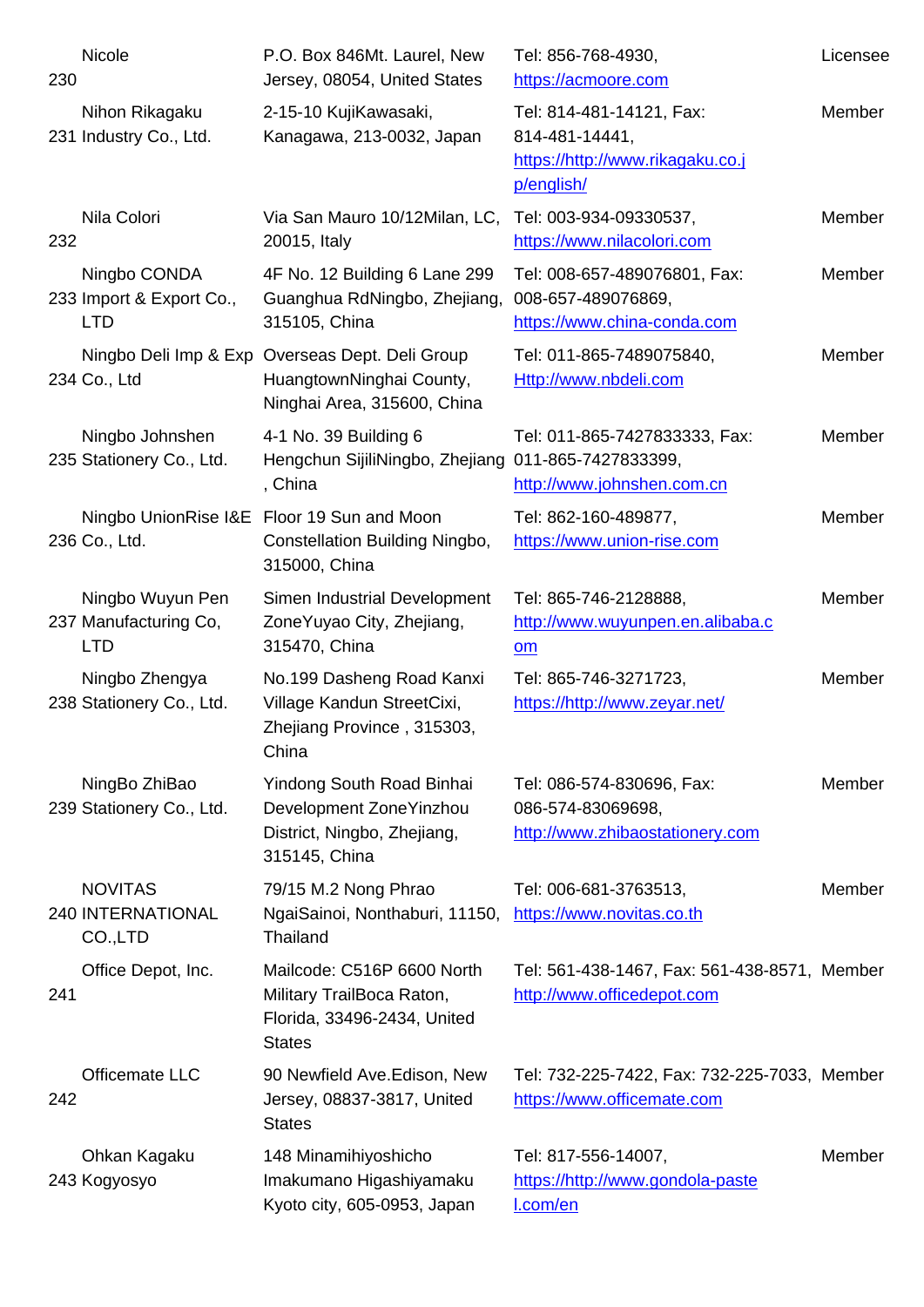| | | | | |
|---|---|---|---|---|
| 230 | Nicole | P.O. Box 846Mt. Laurel, New Jersey, 08054, United States | Tel: 856-768-4930, https://acmoore.com | Licensee |
| 231 | Nihon Rikagaku Industry Co., Ltd. | 2-15-10 KujiKawasaki, Kanagawa, 213-0032, Japan | Tel: 814-481-14121, Fax: 814-481-14441, https://http://www.rikagaku.co.jp/english/ | Member |
| 232 | Nila Colori | Via San Mauro 10/12Milan, LC, 20015, Italy | Tel: 003-934-09330537, https://www.nilacolori.com | Member |
| 233 | Ningbo CONDA Import & Export Co., LTD | 4F No. 12 Building 6 Lane 299 Guanghua RdNingbo, Zhejiang, 315105, China | Tel: 008-657-489076801, Fax: 008-657-489076869, https://www.china-conda.com | Member |
| 234 | Ningbo Deli Imp & Exp Co., Ltd | Overseas Dept. Deli Group HuangtownNinghai County, Ninghai Area, 315600, China | Tel: 011-865-7489075840, Http://www.nbdeli.com | Member |
| 235 | Ningbo Johnshen Stationery Co., Ltd. | 4-1 No. 39 Building 6 Hengchun SijiliNingbo, Zhejiang , China | Tel: 011-865-7427833333, Fax: 011-865-7427833399, http://www.johnshen.com.cn | Member |
| 236 | Ningbo UnionRise I&E Co., Ltd. | Floor 19 Sun and Moon Constellation Building Ningbo, 315000, China | Tel: 862-160-489877, https://www.union-rise.com | Member |
| 237 | Ningbo Wuyun Pen Manufacturing Co, LTD | Simen Industrial Development ZoneYuyao City, Zhejiang, 315470, China | Tel: 865-746-2128888, http://www.wuyunpen.en.alibaba.com | Member |
| 238 | Ningbo Zhengya Stationery Co., Ltd. | No.199 Dasheng Road Kanxi Village Kandun StreetCixi, Zhejiang Province , 315303, China | Tel: 865-746-3271723, https://http://www.zeyar.net/ | Member |
| 239 | NingBo ZhiBao Stationery Co., Ltd. | Yindong South Road Binhai Development ZoneYinzhou District, Ningbo, Zhejiang, 315145, China | Tel: 086-574-830696, Fax: 086-574-83069698, http://www.zhibaostationery.com | Member |
| 240 | NOVITAS INTERNATIONAL CO.,LTD | 79/15 M.2 Nong Phrao NgaiSainoi, Nonthaburi, 11150, Thailand | Tel: 006-681-3763513, https://www.novitas.co.th | Member |
| 241 | Office Depot, Inc. | Mailcode: C516P 6600 North Military TrailBoca Raton, Florida, 33496-2434, United States | Tel: 561-438-1467, Fax: 561-438-8571, http://www.officedepot.com | Member |
| 242 | Officemate LLC | 90 Newfield Ave.Edison, New Jersey, 08837-3817, United States | Tel: 732-225-7422, Fax: 732-225-7033, https://www.officemate.com | Member |
| 243 | Ohkan Kagaku Kogyosyo | 148 Minamihiyoshicho Imakumano Higashiyamaku Kyoto city, 605-0953, Japan | Tel: 817-556-14007, https://http://www.gondola-pastel.com/en | Member |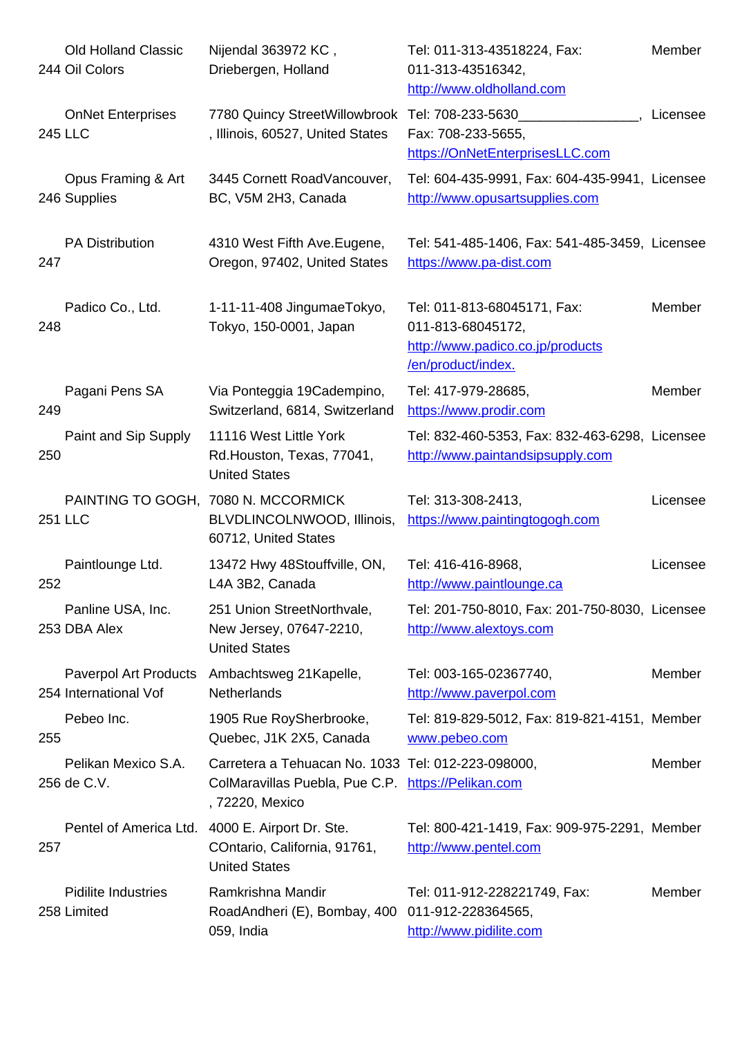| | | | |
|---|---|---|---|
| 244 Old Holland Classic Oil Colors | Nijendal 363972 KC , Driebergen, Holland | Tel: 011-313-43518224, Fax: 011-313-43516342, http://www.oldholland.com | Member |
| 245 OnNet Enterprises LLC | 7780 Quincy StreetWillowbrook , Illinois, 60527, United States | Tel: 708-233-5630________________, Fax: 708-233-5655, https://OnNetEnterprisesLLC.com | Licensee |
| 246 Opus Framing & Art Supplies | 3445 Cornett RoadVancouver, BC, V5M 2H3, Canada | Tel: 604-435-9991, Fax: 604-435-9941, http://www.opusartsupplies.com | Licensee |
| 247 PA Distribution | 4310 West Fifth Ave.Eugene, Oregon, 97402, United States | Tel: 541-485-1406, Fax: 541-485-3459, https://www.pa-dist.com | Licensee |
| 248 Padico Co., Ltd. | 1-11-11-408 JingumaeTokyo, Tokyo, 150-0001, Japan | Tel: 011-813-68045171, Fax: 011-813-68045172, http://www.padico.co.jp/products/en/product/index. | Member |
| 249 Pagani Pens SA | Via Ponteggia 19Cadempino, Switzerland, 6814, Switzerland | Tel: 417-979-28685, https://www.prodir.com | Member |
| 250 Paint and Sip Supply | 11116 West Little York Rd.Houston, Texas, 77041, United States | Tel: 832-460-5353, Fax: 832-463-6298, http://www.paintandsipsupply.com | Licensee |
| 251 PAINTING TO GOGH, LLC | 7080 N. MCCORMICK BLVDLINCOLNWOOD, Illinois, 60712, United States | Tel: 313-308-2413, https://www.paintingtogogh.com | Licensee |
| 252 Paintlounge Ltd. | 13472 Hwy 48Stouffville, ON, L4A 3B2, Canada | Tel: 416-416-8968, http://www.paintlounge.ca | Licensee |
| 253 Panline USA, Inc. DBA Alex | 251 Union StreetNorthvale, New Jersey, 07647-2210, United States | Tel: 201-750-8010, Fax: 201-750-8030, http://www.alextoys.com | Licensee |
| 254 Paverpol Art Products International Vof | Ambachtsweg 21Kapelle, Netherlands | Tel: 003-165-02367740, http://www.paverpol.com | Member |
| 255 Pebeo Inc. | 1905 Rue RoySherbrooke, Quebec, J1K 2X5, Canada | Tel: 819-829-5012, Fax: 819-821-4151, www.pebeo.com | Member |
| 256 Pelikan Mexico S.A. de C.V. | Carretera a Tehuacan No. 1033 ColMaravillas Puebla, Pue C.P. , 72220, Mexico | Tel: 012-223-098000, https://Pelikan.com | Member |
| 257 Pentel of America Ltd. | 4000 E. Airport Dr. Ste. COntario, California, 91761, United States | Tel: 800-421-1419, Fax: 909-975-2291, http://www.pentel.com | Member |
| 258 Pidilite Industries Limited | Ramkrishna Mandir RoadAndheri (E), Bombay, 400 059, India | Tel: 011-912-228221749, Fax: 011-912-228364565, http://www.pidilite.com | Member |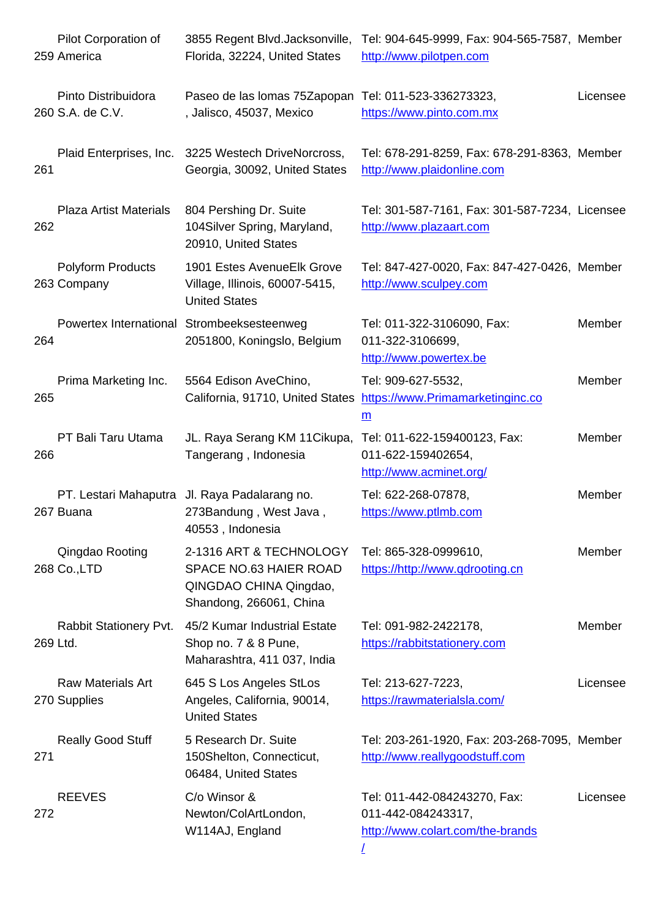| | | | | |
|---|---|---|---|---|
| 259 | Pilot Corporation of America | 3855 Regent Blvd.Jacksonville, Florida, 32224, United States | Tel: 904-645-9999, Fax: 904-565-7587, http://www.pilotpen.com | Member |
| 260 | Pinto Distribuidora S.A. de C.V. | Paseo de las lomas 75Zapopan , Jalisco, 45037, Mexico | Tel: 011-523-336273323, https://www.pinto.com.mx | Licensee |
| 261 | Plaid Enterprises, Inc. | 3225 Westech DriveNorcross, Georgia, 30092, United States | Tel: 678-291-8259, Fax: 678-291-8363, http://www.plaidonline.com | Member |
| 262 | Plaza Artist Materials | 804 Pershing Dr. Suite 104Silver Spring, Maryland, 20910, United States | Tel: 301-587-7161, Fax: 301-587-7234, http://www.plazaart.com | Licensee |
| 263 | Polyform Products Company | 1901 Estes AvenueElk Grove Village, Illinois, 60007-5415, United States | Tel: 847-427-0020, Fax: 847-427-0426, http://www.sculpey.com | Member |
| 264 | Powertex International | Strombeeksesteenweg 2051800, Koningslo, Belgium | Tel: 011-322-3106090, Fax: 011-322-3106699, http://www.powertex.be | Member |
| 265 | Prima Marketing Inc. | 5564 Edison AveChino, California, 91710, United States | Tel: 909-627-5532, https://www.Primamarketinginc.com | Member |
| 266 | PT Bali Taru Utama | JL. Raya Serang KM 11Cikupa, Tangerang , Indonesia | Tel: 011-622-159400123, Fax: 011-622-159402654, http://www.acminet.org/ | Member |
| 267 | PT. Lestari Mahaputra Buana | Jl. Raya Padalarang no. 273Bandung , West Java , 40553 , Indonesia | Tel: 622-268-07878, https://www.ptlmb.com | Member |
| 268 | Qingdao Rooting Co.,LTD | 2-1316 ART & TECHNOLOGY SPACE NO.63 HAIER ROAD QINGDAO CHINA Qingdao, Shandong, 266061, China | Tel: 865-328-0999610, https://http://www.qdrooting.cn | Member |
| 269 | Rabbit Stationery Pvt. Ltd. | 45/2 Kumar Industrial Estate Shop no. 7 & 8 Pune, Maharashtra, 411 037, India | Tel: 091-982-2422178, https://rabbitstationery.com | Member |
| 270 | Raw Materials Art Supplies | 645 S Los Angeles StLos Angeles, California, 90014, United States | Tel: 213-627-7223, https://rawmaterialsla.com/ | Licensee |
| 271 | Really Good Stuff | 5 Research Dr. Suite 150Shelton, Connecticut, 06484, United States | Tel: 203-261-1920, Fax: 203-268-7095, http://www.reallygoodstuff.com | Member |
| 272 | REEVES | C/o Winsor & Newton/ColArtLondon, W114AJ, England | Tel: 011-442-084243270, Fax: 011-442-084243317, http://www.colart.com/the-brands/ | Licensee |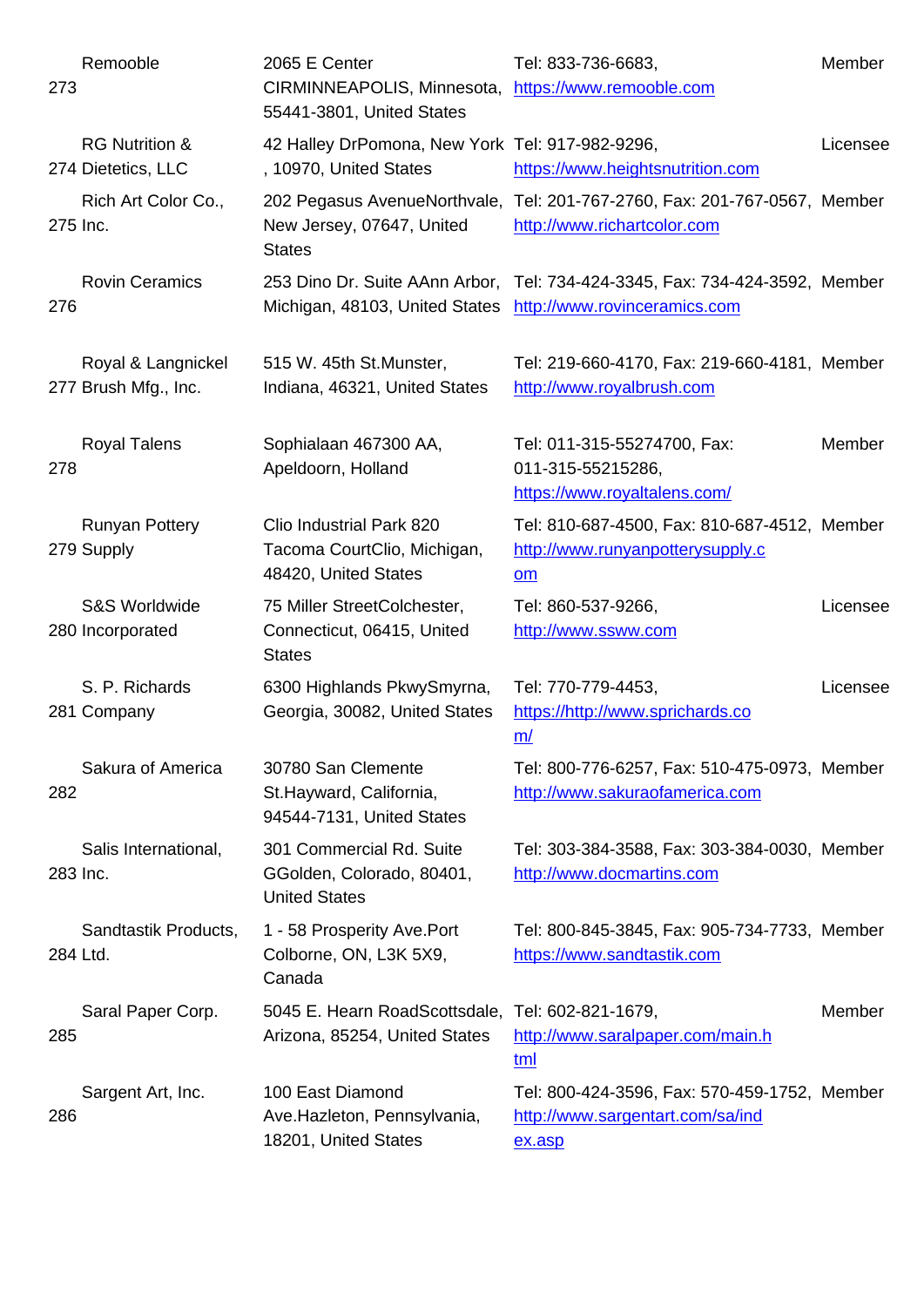| | | | | |
|---|---|---|---|---|
| 273 | Remooble | 2065 E Center CIRMINNEAPOLIS, Minnesota, 55441-3801, United States | Tel: 833-736-6683, https://www.remooble.com | Member |
| 274 | RG Nutrition & Dietetics, LLC | 42 Halley DrPomona, New York , 10970, United States | Tel: 917-982-9296, https://www.heightsnutrition.com | Licensee |
| 275 | Rich Art Color Co., Inc. | 202 Pegasus AvenueNorthvale, New Jersey, 07647, United States | Tel: 201-767-2760, Fax: 201-767-0567, http://www.richartcolor.com | Member |
| 276 | Rovin Ceramics | 253 Dino Dr. Suite AAnn Arbor, Michigan, 48103, United States | Tel: 734-424-3345, Fax: 734-424-3592, http://www.rovinceramics.com | Member |
| 277 | Royal & Langnickel Brush Mfg., Inc. | 515 W. 45th St.Munster, Indiana, 46321, United States | Tel: 219-660-4170, Fax: 219-660-4181, http://www.royalbrush.com | Member |
| 278 | Royal Talens | Sophialaan 467300 AA, Apeldoorn, Holland | Tel: 011-315-55274700, Fax: 011-315-55215286, https://www.royaltalens.com/ | Member |
| 279 | Runyan Pottery Supply | Clio Industrial Park 820 Tacoma CourtClio, Michigan, 48420, United States | Tel: 810-687-4500, Fax: 810-687-4512, http://www.runyanpotterysupply.com | Member |
| 280 | S&S Worldwide Incorporated | 75 Miller StreetColchester, Connecticut, 06415, United States | Tel: 860-537-9266, http://www.ssww.com | Licensee |
| 281 | S. P. Richards Company | 6300 Highlands PkwySmyrna, Georgia, 30082, United States | Tel: 770-779-4453, https://http://www.sprichards.com/ | Licensee |
| 282 | Sakura of America | 30780 San Clemente St.Hayward, California, 94544-7131, United States | Tel: 800-776-6257, Fax: 510-475-0973, http://www.sakuraofamerica.com | Member |
| 283 | Salis International, Inc. | 301 Commercial Rd. Suite GGolden, Colorado, 80401, United States | Tel: 303-384-3588, Fax: 303-384-0030, http://www.docmartins.com | Member |
| 284 | Sandtastik Products, Ltd. | 1 - 58 Prosperity Ave.Port Colborne, ON, L3K 5X9, Canada | Tel: 800-845-3845, Fax: 905-734-7733, https://www.sandtastik.com | Member |
| 285 | Saral Paper Corp. | 5045 E. Hearn RoadScottsdale, Arizona, 85254, United States | Tel: 602-821-1679, http://www.saralpaper.com/main.html | Member |
| 286 | Sargent Art, Inc. | 100 East Diamond Ave.Hazleton, Pennsylvania, 18201, United States | Tel: 800-424-3596, Fax: 570-459-1752, http://www.sargentart.com/sa/index.asp | Member |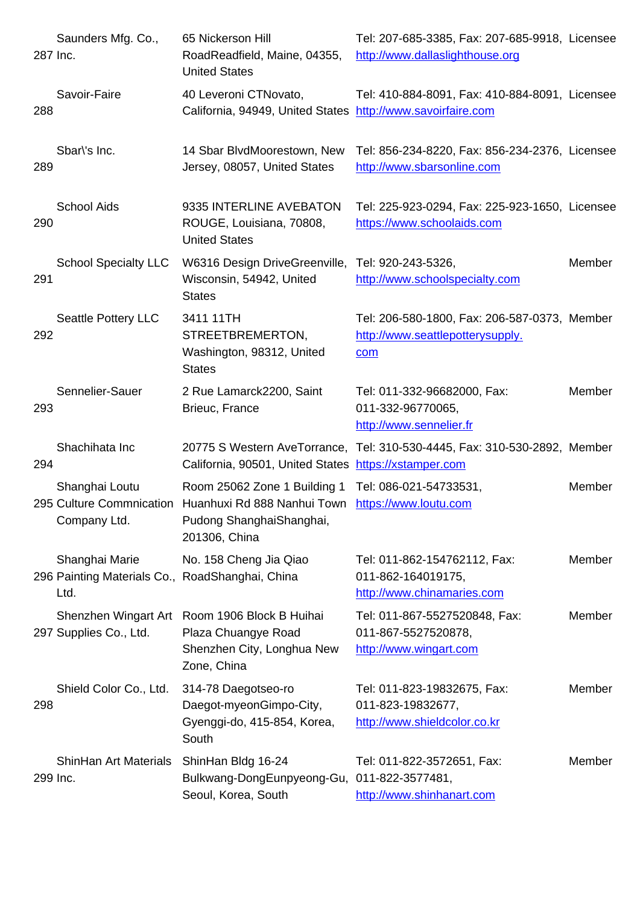| | | | | |
|---|---|---|---|---|
| 287 | Saunders Mfg. Co., Inc. | 65 Nickerson Hill RoadReadfield, Maine, 04355, United States | Tel: 207-685-3385, Fax: 207-685-9918, http://www.dallaslighthouse.org | Licensee |
| 288 | Savoir-Faire | 40 Leveroni CTNovato, California, 94949, United States | Tel: 410-884-8091, Fax: 410-884-8091, http://www.savoirfaire.com | Licensee |
| 289 | Sbar\'s Inc. | 14 Sbar BlvdMoorestown, New Jersey, 08057, United States | Tel: 856-234-8220, Fax: 856-234-2376, http://www.sbarsonline.com | Licensee |
| 290 | School Aids | 9335 INTERLINE AVEBATON ROUGE, Louisiana, 70808, United States | Tel: 225-923-0294, Fax: 225-923-1650, https://www.schoolaids.com | Licensee |
| 291 | School Specialty LLC | W6316 Design DriveGreenville, Wisconsin, 54942, United States | Tel: 920-243-5326, http://www.schoolspecialty.com | Member |
| 292 | Seattle Pottery LLC | 3411 11TH STREETBREMERTON, Washington, 98312, United States | Tel: 206-580-1800, Fax: 206-587-0373, http://www.seattlepotterysupply.com | Member |
| 293 | Sennelier-Sauer | 2 Rue Lamarck2200, Saint Brieuc, France | Tel: 011-332-96682000, Fax: 011-332-96770065, http://www.sennelier.fr | Member |
| 294 | Shachihata Inc | 20775 S Western AveTorrance, California, 90501, United States | Tel: 310-530-4445, Fax: 310-530-2892, https://xstamper.com | Member |
| 295 | Shanghai Loutu Culture Commnication Company Ltd. | Room 25062 Zone 1 Building 1 Huanhuxi Rd 888 Nanhui Town Pudong ShanghaiShanghai, 201306, China | Tel: 086-021-54733531, https://www.loutu.com | Member |
| 296 | Shanghai Marie Painting Materials Co., Ltd. | No. 158 Cheng Jia Qiao RoadShanghai, China | Tel: 011-862-154762112, Fax: 011-862-164019175, http://www.chinamaries.com | Member |
| 297 | Shenzhen Wingart Art Supplies Co., Ltd. | Room 1906 Block B Huihai Plaza Chuangye Road Shenzhen City, Longhua New Zone, China | Tel: 011-867-5527520848, Fax: 011-867-5527520878, http://www.wingart.com | Member |
| 298 | Shield Color Co., Ltd. | 314-78 Daegotseo-ro Daegot-myeonGimpo-City, Gyenggi-do, 415-854, Korea, South | Tel: 011-823-19832675, Fax: 011-823-19832677, http://www.shieldcolor.co.kr | Member |
| 299 | ShinHan Art Materials Inc. | ShinHan Bldg 16-24 Bulkwang-DongEunpyeong-Gu, Seoul, Korea, South | Tel: 011-822-3572651, Fax: 011-822-3577481, http://www.shinhanart.com | Member |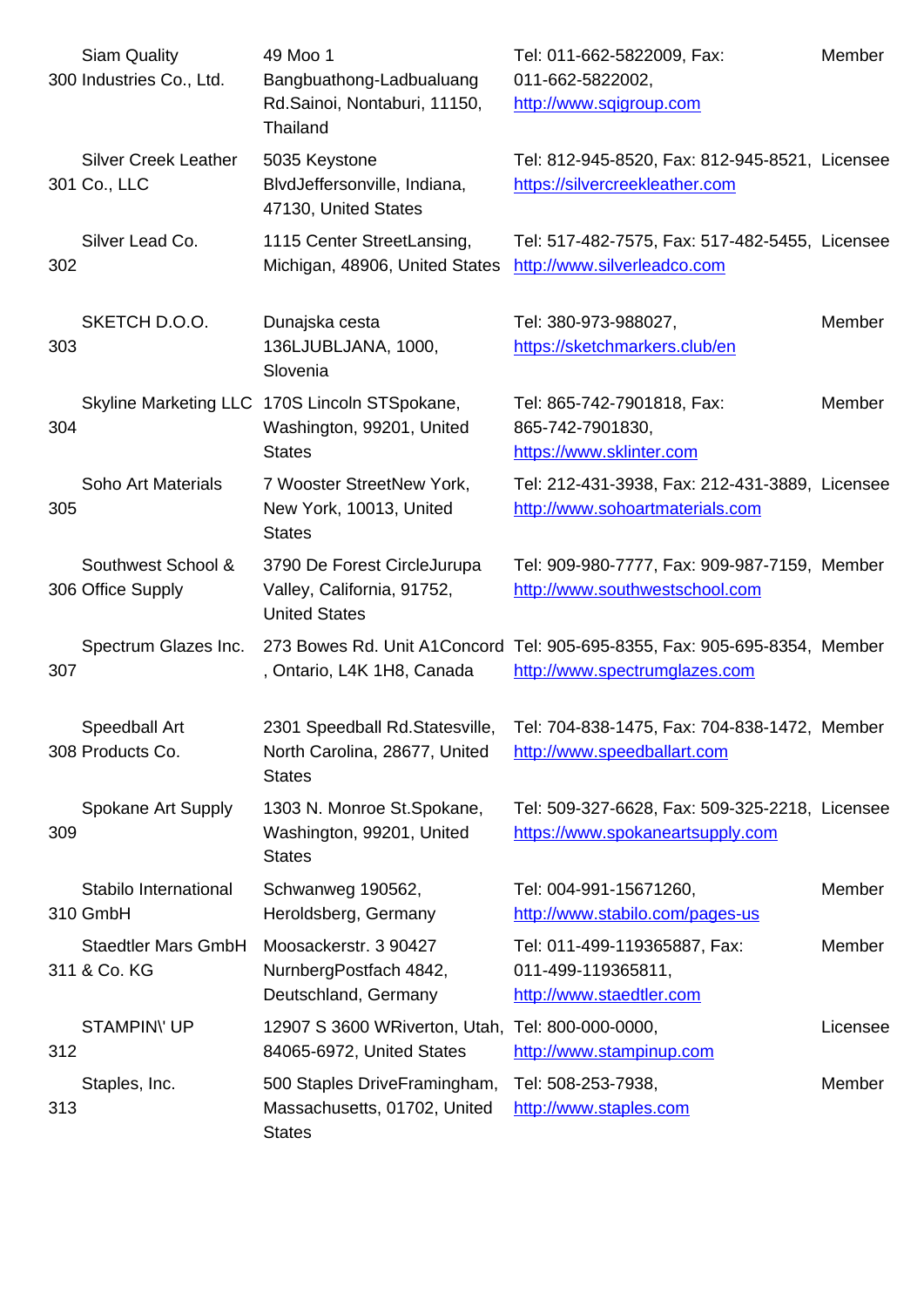| | | | | |
|---|---|---|---|---|
| 300 | Siam Quality Industries Co., Ltd. | 49 Moo 1 Bangbuathong-Ladbualuang Rd.Sainoi, Nontaburi, 11150, Thailand | Tel: 011-662-5822009, Fax: 011-662-5822002, http://www.sqigroup.com | Member |
| 301 | Silver Creek Leather Co., LLC | 5035 Keystone BlvdJeffersonville, Indiana, 47130, United States | Tel: 812-945-8520, Fax: 812-945-8521, https://silvercreekleather.com | Licensee |
| 302 | Silver Lead Co. | 1115 Center StreetLansing, Michigan, 48906, United States | Tel: 517-482-7575, Fax: 517-482-5455, http://www.silverleadco.com | Licensee |
| 303 | SKETCH D.O.O. | Dunajska cesta 136LJUBLJANA, 1000, Slovenia | Tel: 380-973-988027, https://sketchmarkers.club/en | Member |
| 304 | Skyline Marketing LLC | 170S Lincoln STSpokane, Washington, 99201, United States | Tel: 865-742-7901818, Fax: 865-742-7901830, https://www.sklinter.com | Member |
| 305 | Soho Art Materials | 7 Wooster StreetNew York, New York, 10013, United States | Tel: 212-431-3938, Fax: 212-431-3889, http://www.sohoartmaterials.com | Licensee |
| 306 | Southwest School & Office Supply | 3790 De Forest CircleJurupa Valley, California, 91752, United States | Tel: 909-980-7777, Fax: 909-987-7159, http://www.southwestschool.com | Member |
| 307 | Spectrum Glazes Inc. | 273 Bowes Rd. Unit A1Concord , Ontario, L4K 1H8, Canada | Tel: 905-695-8355, Fax: 905-695-8354, http://www.spectrumglazes.com | Member |
| 308 | Speedball Art Products Co. | 2301 Speedball Rd.Statesville, North Carolina, 28677, United States | Tel: 704-838-1475, Fax: 704-838-1472, http://www.speedballart.com | Member |
| 309 | Spokane Art Supply | 1303 N. Monroe St.Spokane, Washington, 99201, United States | Tel: 509-327-6628, Fax: 509-325-2218, https://www.spokaneartsupply.com | Licensee |
| 310 | Stabilo International GmbH | Schwanweg 190562, Heroldsberg, Germany | Tel: 004-991-15671260, http://www.stabilo.com/pages-us | Member |
| 311 | Staedtler Mars GmbH & Co. KG | Moosackerstr. 3 90427 NurnbergPostfach 4842, Deutschland, Germany | Tel: 011-499-119365887, Fax: 011-499-119365811, http://www.staedtler.com | Member |
| 312 | STAMPIN\' UP | 12907 S 3600 WRiverton, Utah, 84065-6972, United States | Tel: 800-000-0000, http://www.stampinup.com | Licensee |
| 313 | Staples, Inc. | 500 Staples DriveFramingham, Massachusetts, 01702, United States | Tel: 508-253-7938, http://www.staples.com | Member |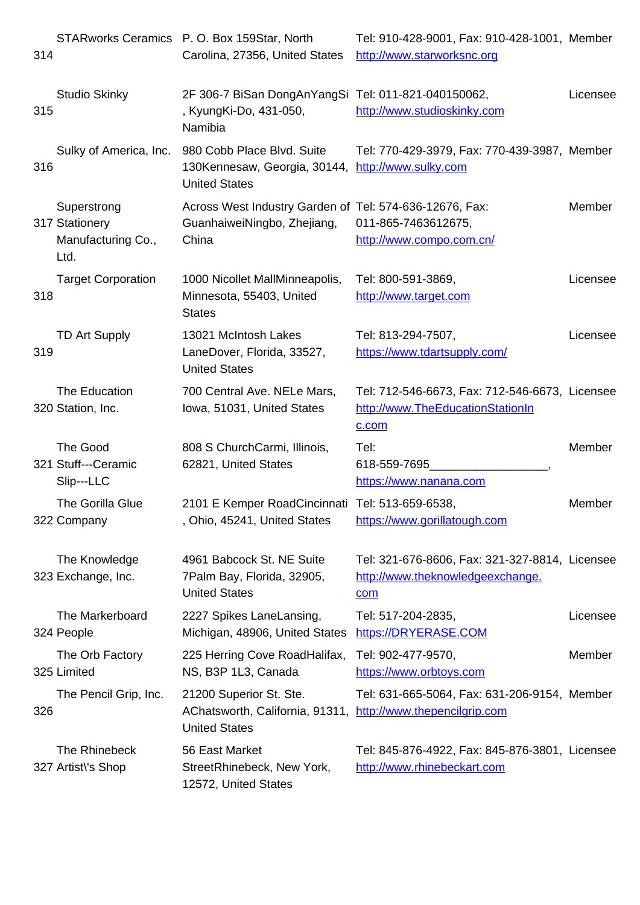| | | | | |
|---|---|---|---|---|
| 314 | STARworks Ceramics | P. O. Box 159Star, North Carolina, 27356, United States | Tel: 910-428-9001, Fax: 910-428-1001, http://www.starworksnc.org | Member |
| 315 | Studio Skinky | 2F 306-7 BiSan DongAnYangSi , KyungKi-Do, 431-050, Namibia | Tel: 011-821-040150062, http://www.studioskinky.com | Licensee |
| 316 | Sulky of America, Inc. | 980 Cobb Place Blvd. Suite 130Kennesaw, Georgia, 30144, United States | Tel: 770-429-3979, Fax: 770-439-3987, http://www.sulky.com | Member |
| 317 | Superstrong Stationery Manufacturing Co., Ltd. | Across West Industry Garden of GuanhaiweiNingbo, Zhejiang, China | Tel: 574-636-12676, Fax: 011-865-7463612675, http://www.compo.com.cn/ | Member |
| 318 | Target Corporation | 1000 Nicollet MallMinneapolis, Minnesota, 55403, United States | Tel: 800-591-3869, http://www.target.com | Licensee |
| 319 | TD Art Supply | 13021 McIntosh Lakes LaneDover, Florida, 33527, United States | Tel: 813-294-7507, https://www.tdartsupply.com/ | Licensee |
| 320 | The Education Station, Inc. | 700 Central Ave. NELe Mars, Iowa, 51031, United States | Tel: 712-546-6673, Fax: 712-546-6673, http://www.TheEducationStationInc.com | Licensee |
| 321 | The Good Stuff---Ceramic Slip---LLC | 808 S ChurchCarmi, Illinois, 62821, United States | Tel: 618-559-7695_________________, https://www.nanana.com | Member |
| 322 | The Gorilla Glue Company | 2101 E Kemper RoadCincinnati , Ohio, 45241, United States | Tel: 513-659-6538, https://www.gorillatough.com | Member |
| 323 | The Knowledge Exchange, Inc. | 4961 Babcock St. NE Suite 7Palm Bay, Florida, 32905, United States | Tel: 321-676-8606, Fax: 321-327-8814, http://www.theknowledgeexchange.com | Licensee |
| 324 | The Markerboard People | 2227 Spikes LaneLansing, Michigan, 48906, United States | Tel: 517-204-2835, https://DRYERASE.COM | Licensee |
| 325 | The Orb Factory Limited | 225 Herring Cove RoadHalifax, NS, B3P 1L3, Canada | Tel: 902-477-9570, https://www.orbtoys.com | Member |
| 326 | The Pencil Grip, Inc. | 21200 Superior St. Ste. AChatsworth, California, 91311, United States | Tel: 631-665-5064, Fax: 631-206-9154, http://www.thepencilgrip.com | Member |
| 327 | The Rhinebeck Artist\'s Shop | 56 East Market StreetRhinebeck, New York, 12572, United States | Tel: 845-876-4922, Fax: 845-876-3801, http://www.rhinebeckart.com | Licensee |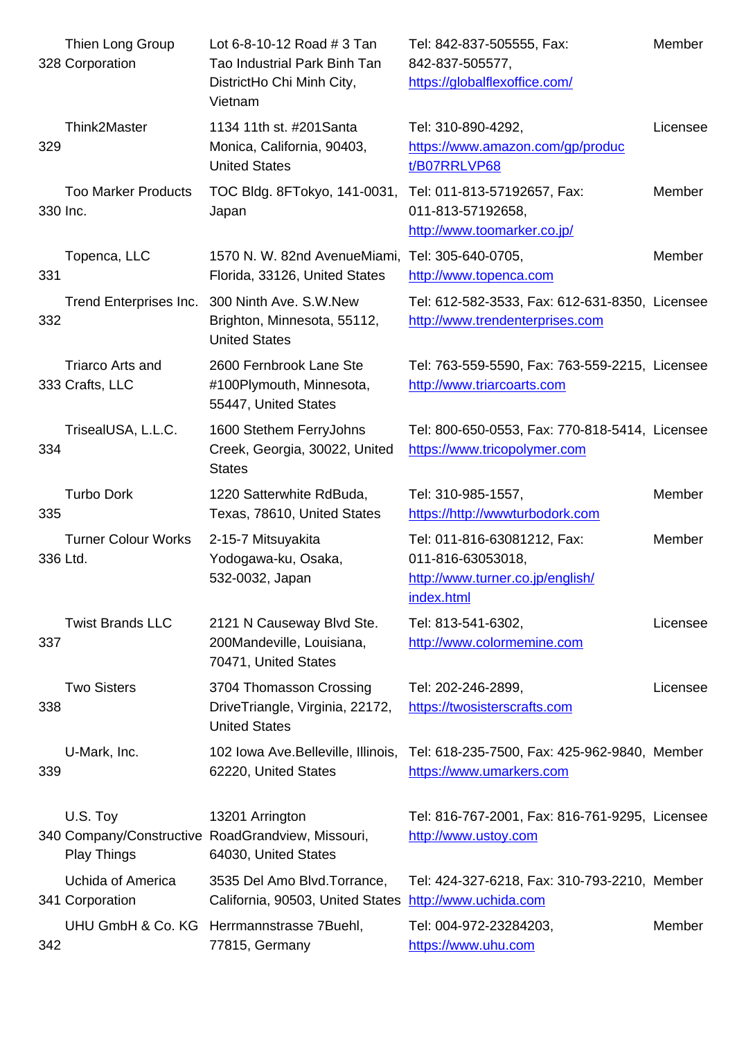| | | | | |
|---|---|---|---|---|
| 328 | Thien Long Group Corporation | Lot 6-8-10-12 Road # 3 Tan Tao Industrial Park Binh Tan DistrictHo Chi Minh City, Vietnam | Tel: 842-837-505555, Fax: 842-837-505577, https://globalflexoffice.com/ | Member |
| 329 | Think2Master | 1134 11th st. #201Santa Monica, California, 90403, United States | Tel: 310-890-4292, https://www.amazon.com/gp/product/B07RRLVP68 | Licensee |
| 330 | Too Marker Products Inc. | TOC Bldg. 8FTokyo, 141-0031, Japan | Tel: 011-813-57192657, Fax: 011-813-57192658, http://www.toomarker.co.jp/ | Member |
| 331 | Topenca, LLC | 1570 N. W. 82nd AvenueMiami, Florida, 33126, United States | Tel: 305-640-0705, http://www.topenca.com | Member |
| 332 | Trend Enterprises Inc. | 300 Ninth Ave. S.W.New Brighton, Minnesota, 55112, United States | Tel: 612-582-3533, Fax: 612-631-8350, http://www.trendenterprises.com | Licensee |
| 333 | Triarco Arts and Crafts, LLC | 2600 Fernbrook Lane Ste #100Plymouth, Minnesota, 55447, United States | Tel: 763-559-5590, Fax: 763-559-2215, http://www.triarcoarts.com | Licensee |
| 334 | TrisealUSA, L.L.C. | 1600 Stethem FerryJohns Creek, Georgia, 30022, United States | Tel: 800-650-0553, Fax: 770-818-5414, https://www.tricopolymer.com | Licensee |
| 335 | Turbo Dork | 1220 Satterwhite RdBuda, Texas, 78610, United States | Tel: 310-985-1557, https://http://wwwturbodork.com | Member |
| 336 | Turner Colour Works Ltd. | 2-15-7 Mitsuyakita Yodogawa-ku, Osaka, 532-0032, Japan | Tel: 011-816-63081212, Fax: 011-816-63053018, http://www.turner.co.jp/english/index.html | Member |
| 337 | Twist Brands LLC | 2121 N Causeway Blvd Ste. 200Mandeville, Louisiana, 70471, United States | Tel: 813-541-6302, http://www.colormemine.com | Licensee |
| 338 | Two Sisters | 3704 Thomasson Crossing DriveTriangle, Virginia, 22172, United States | Tel: 202-246-2899, https://twosisterscrafts.com | Licensee |
| 339 | U-Mark, Inc. | 102 Iowa Ave.Belleville, Illinois, 62220, United States | Tel: 618-235-7500, Fax: 425-962-9840, https://www.umarkers.com | Member |
| 340 | U.S. Toy Company/Constructive Play Things | 13201 Arrington RoadGrandview, Missouri, 64030, United States | Tel: 816-767-2001, Fax: 816-761-9295, http://www.ustoy.com | Licensee |
| 341 | Uchida of America Corporation | 3535 Del Amo Blvd.Torrance, California, 90503, United States | Tel: 424-327-6218, Fax: 310-793-2210, http://www.uchida.com | Member |
| 342 | UHU GmbH & Co. KG | Herrmannstrasse 7Buehl, 77815, Germany | Tel: 004-972-23284203, https://www.uhu.com | Member |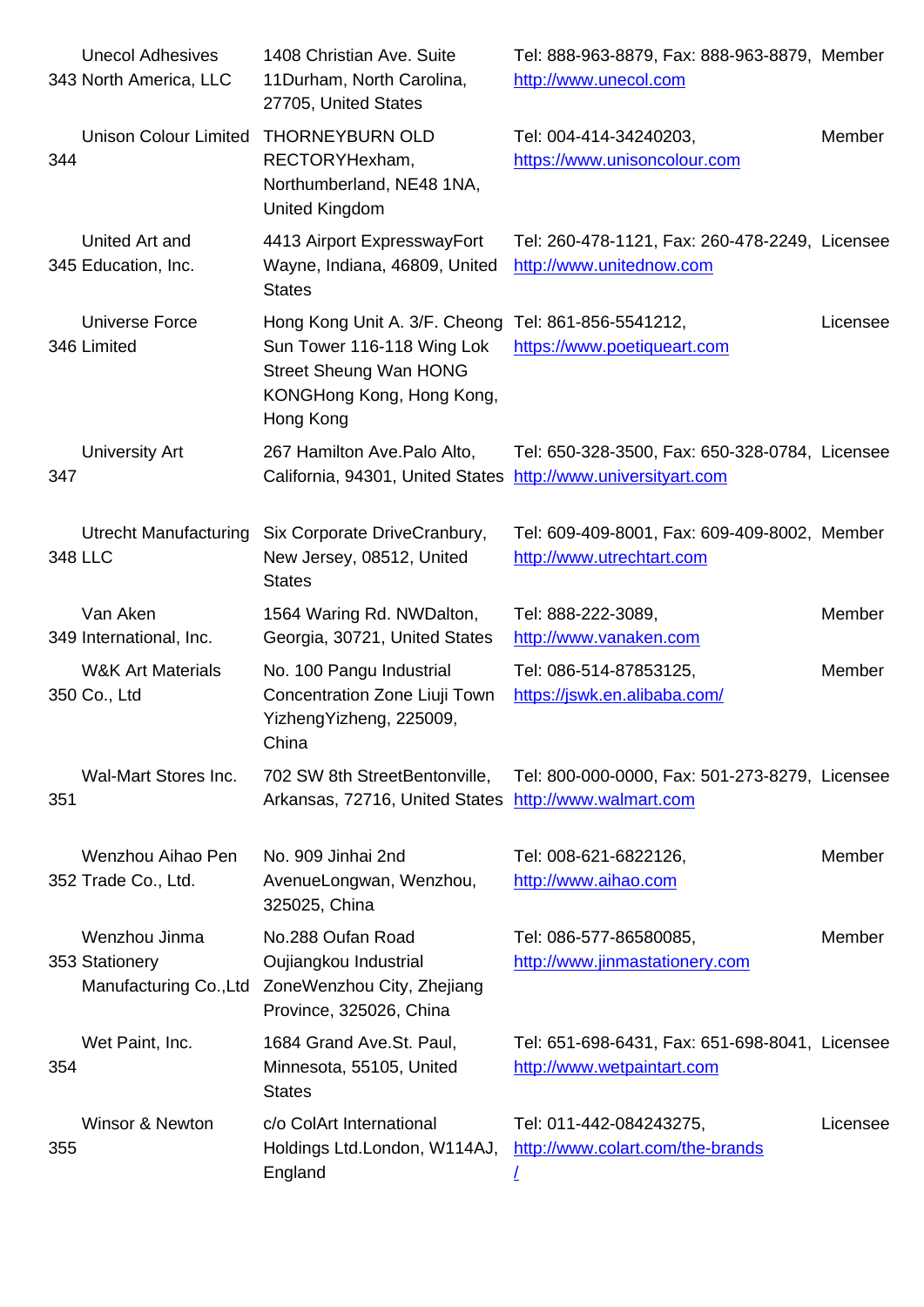| | | | | |
|---|---|---|---|---|
| 343 | Unecol Adhesives North America, LLC | 1408 Christian Ave. Suite 11Durham, North Carolina, 27705, United States | Tel: 888-963-8879, Fax: 888-963-8879, http://www.unecol.com | Member |
| 344 | Unison Colour Limited | THORNEYBURN OLD RECTORYHexham, Northumberland, NE48 1NA, United Kingdom | Tel: 004-414-34240203, https://www.unisoncolour.com | Member |
| 345 | United Art and Education, Inc. | 4413 Airport ExpresswayFort Wayne, Indiana, 46809, United States | Tel: 260-478-1121, Fax: 260-478-2249, http://www.unitednow.com | Licensee |
| 346 | Universe Force Limited | Hong Kong Unit A. 3/F. Cheong Sun Tower 116-118 Wing Lok Street Sheung Wan HONG KONGHong Kong, Hong Kong, Hong Kong | Tel: 861-856-5541212, https://www.poetiqueart.com | Licensee |
| 347 | University Art | 267 Hamilton Ave.Palo Alto, California, 94301, United States | Tel: 650-328-3500, Fax: 650-328-0784, http://www.universityart.com | Licensee |
| 348 | Utrecht Manufacturing LLC | Six Corporate DriveCranbury, New Jersey, 08512, United States | Tel: 609-409-8001, Fax: 609-409-8002, http://www.utrechtart.com | Member |
| 349 | Van Aken International, Inc. | 1564 Waring Rd. NWDalton, Georgia, 30721, United States | Tel: 888-222-3089, http://www.vanaken.com | Member |
| 350 | W&K Art Materials Co., Ltd | No. 100 Pangu Industrial Concentration Zone Liuji Town YizhengYizheng, 225009, China | Tel: 086-514-87853125, https://jswk.en.alibaba.com/ | Member |
| 351 | Wal-Mart Stores Inc. | 702 SW 8th StreetBentonville, Arkansas, 72716, United States | Tel: 800-000-0000, Fax: 501-273-8279, http://www.walmart.com | Licensee |
| 352 | Wenzhou Aihao Pen Trade Co., Ltd. | No. 909 Jinhai 2nd AvenueLongwan, Wenzhou, 325025, China | Tel: 008-621-6822126, http://www.aihao.com | Member |
| 353 | Wenzhou Jinma Stationery Manufacturing Co.,Ltd | No.288 Oufan Road Oujiangkou Industrial ZoneWenzhou City, Zhejiang Province, 325026, China | Tel: 086-577-86580085, http://www.jinmastationery.com | Member |
| 354 | Wet Paint, Inc. | 1684 Grand Ave.St. Paul, Minnesota, 55105, United States | Tel: 651-698-6431, Fax: 651-698-8041, http://www.wetpaintart.com | Licensee |
| 355 | Winsor & Newton | c/o ColArt International Holdings Ltd.London, W114AJ, England | Tel: 011-442-084243275, http://www.colart.com/the-brands/ | Licensee |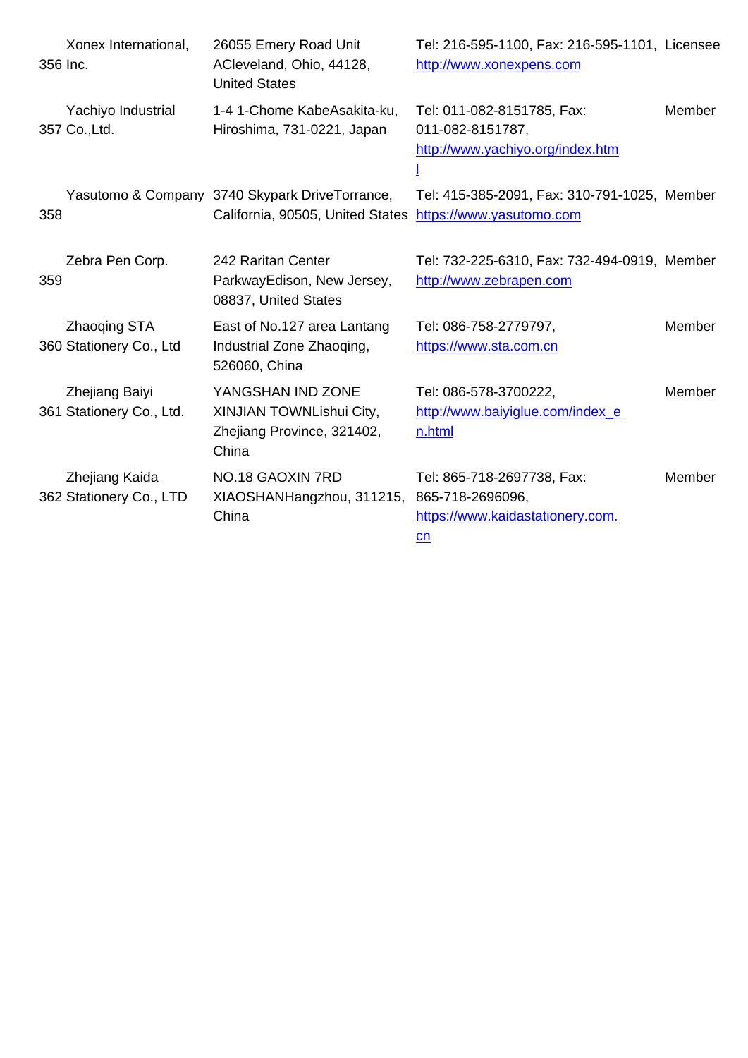| | | | | |
|---|---|---|---|---|
| 356 | Xonex International, Inc. | 26055 Emery Road Unit ACleveland, Ohio, 44128, United States | Tel: 216-595-1100, Fax: 216-595-1101, http://www.xonexpens.com | Licensee |
| 357 | Yachiyo Industrial Co.,Ltd. | 1-4 1-Chome KabeAsakita-ku, Hiroshima, 731-0221, Japan | Tel: 011-082-8151785, Fax: 011-082-8151787, http://www.yachiyo.org/index.html | Member |
| 358 | Yasutomo & Company | 3740 Skypark DriveTorrance, California, 90505, United States | Tel: 415-385-2091, Fax: 310-791-1025, https://www.yasutomo.com | Member |
| 359 | Zebra Pen Corp. | 242 Raritan Center ParkwayEdison, New Jersey, 08837, United States | Tel: 732-225-6310, Fax: 732-494-0919, http://www.zebrapen.com | Member |
| 360 | Zhaoqing STA Stationery Co., Ltd | East of No.127 area Lantang Industrial Zone Zhaoqing, 526060, China | Tel: 086-758-2779797, https://www.sta.com.cn | Member |
| 361 | Zhejiang Baiyi Stationery Co., Ltd. | YANGSHAN IND ZONE XINJIAN TOWNLishui City, Zhejiang Province, 321402, China | Tel: 086-578-3700222, http://www.baiyiglue.com/index_en.html | Member |
| 362 | Zhejiang Kaida Stationery Co., LTD | NO.18 GAOXIN 7RD XIAOSHANHangzhou, 311215, China | Tel: 865-718-2697738, Fax: 865-718-2696096, https://www.kaidastationery.com.cn | Member |